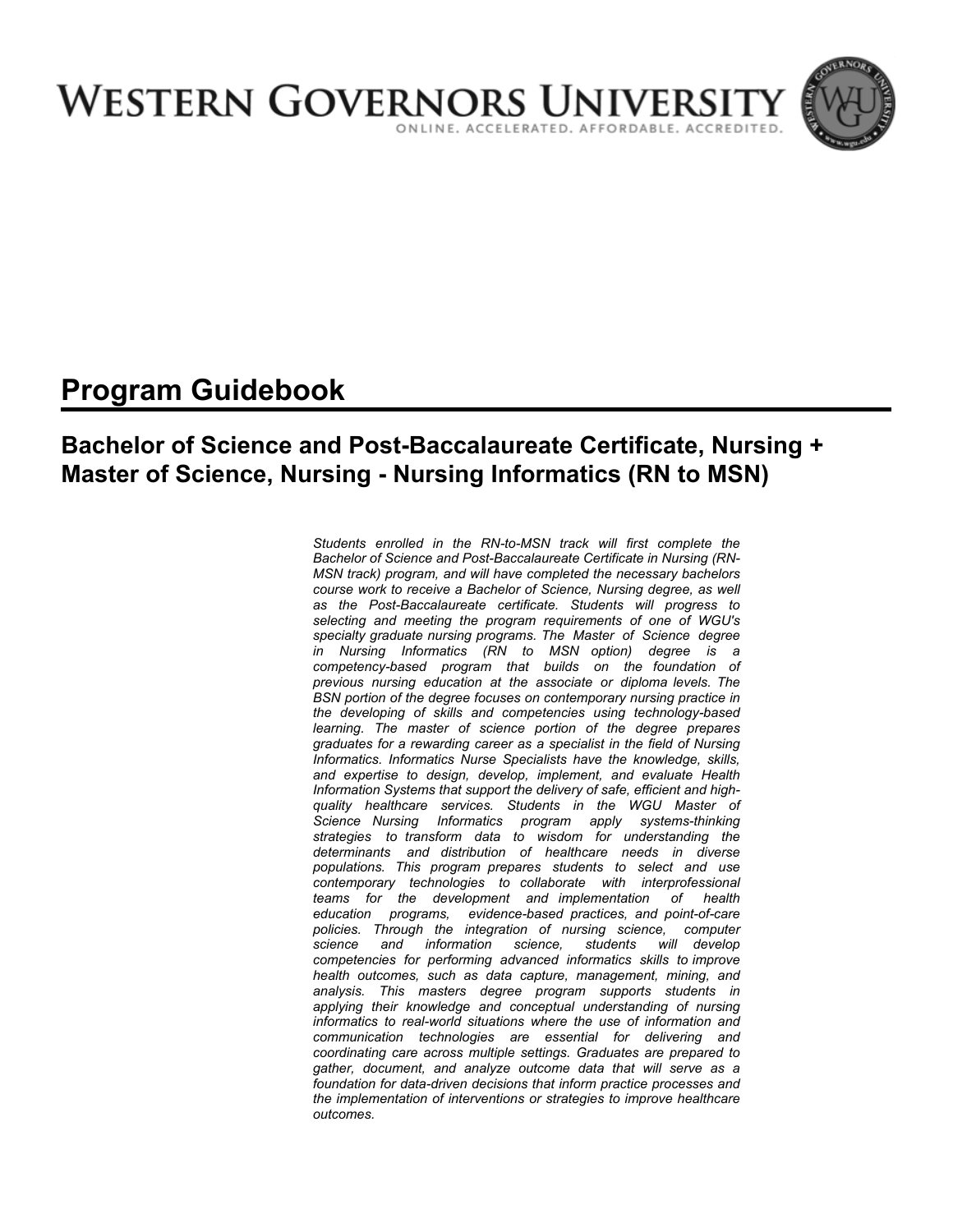WESTERN GOVERNORS UNIVERSITY

ONLINE. ACCELERATED. AFFORDABLE. ACCREDITED.

# Program Guidebook

## Bachelor of Science and Post-Baccalaureate Certificate, Nursing + Master of Science, Nursing - Nursing Informatics (RN to MSN)

*Students enrolled in the RN-to-MSN track will first complete the Bachelor of Science and Post-Baccalaureate Certificate in Nursing (RN-MSN track) program, and will have completed the necessary bachelors course work to receive a Bachelor of Science, Nursing degree, as well as the Post-Baccalaureate certificate. Students will progress to selecting and meeting the program requirements of one of WGU's specialty graduate nursing programs. The Master of Science degree in Nursing Informatics (RN to MSN option) degree is a competency-based program that builds on the foundation of previous nursing education at the associate or diploma levels. The BSN portion of the degree focuses on contemporary nursing practice in the developing of skills and competencies using technology-based learning. The master of science portion of the degree prepares graduates for a rewarding career as a specialist in the field of Nursing Informatics. Informatics Nurse Specialists have the knowledge, skills, and expertise to design, develop, implement, and evaluate Health Information Systems that support the delivery of safe, efficient and high-quality healthcare services. Students in the WGU Master of Science Nursing Informatics program apply systems-thinking strategies to transform data to wisdom for understanding the determinants and distribution of healthcare needs in diverse populations. This program prepares students to select and use contemporary technologies to collaborate with interprofessional teams for the development and implementation of health education programs, evidence-based practices, and point-of-care policies. Through the integration of nursing science, computer science and information science, students will develop competencies for performing advanced informatics skills to improve health outcomes, such as data capture, management, mining, and analysis. This masters degree program supports students in applying their knowledge and conceptual understanding of nursing informatics to real-world situations where the use of information and communication technologies are essential for delivering and coordinating care across multiple settings. Graduates are prepared to gather, document, and analyze outcome data that will serve as a foundation for data-driven decisions that inform practice processes and the implementation of interventions or strategies to improve healthcare outcomes.*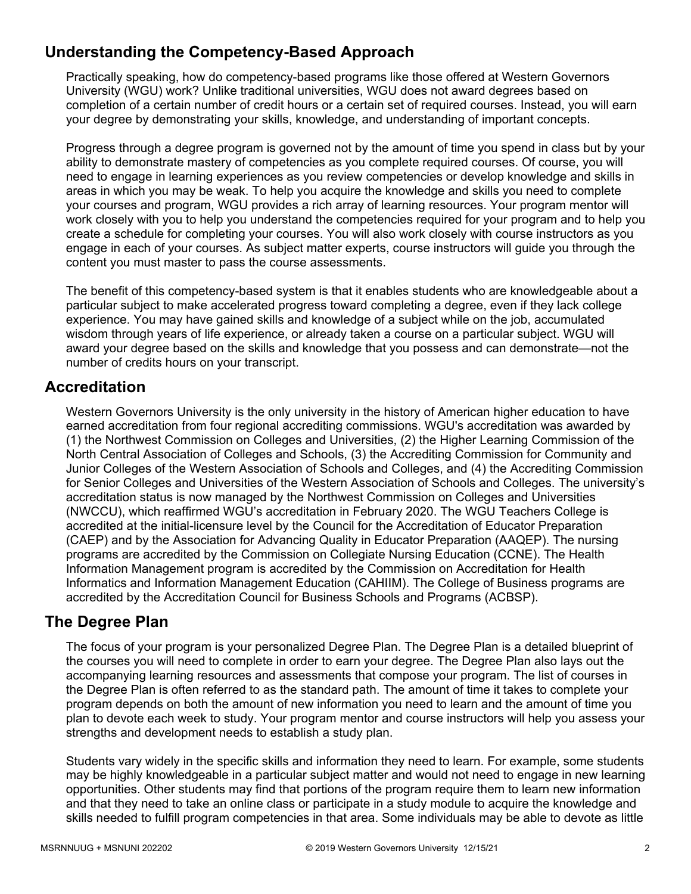## Understanding the Competency-Based Approach

Practically speaking, how do competency-based programs like those offered at Western Governors University (WGU) work? Unlike traditional universities, WGU does not award degrees based on completion of a certain number of credit hours or a certain set of required courses. Instead, you will earn your degree by demonstrating your skills, knowledge, and understanding of important concepts.

Progress through a degree program is governed not by the amount of time you spend in class but by your ability to demonstrate mastery of competencies as you complete required courses. Of course, you will need to engage in learning experiences as you review competencies or develop knowledge and skills in areas in which you may be weak. To help you acquire the knowledge and skills you need to complete your courses and program, WGU provides a rich array of learning resources. Your program mentor will work closely with you to help you understand the competencies required for your program and to help you create a schedule for completing your courses. You will also work closely with course instructors as you engage in each of your courses. As subject matter experts, course instructors will guide you through the content you must master to pass the course assessments.

The benefit of this competency-based system is that it enables students who are knowledgeable about a particular subject to make accelerated progress toward completing a degree, even if they lack college experience. You may have gained skills and knowledge of a subject while on the job, accumulated wisdom through years of life experience, or already taken a course on a particular subject. WGU will award your degree based on the skills and knowledge that you possess and can demonstrate—not the number of credits hours on your transcript.

## Accreditation

Western Governors University is the only university in the history of American higher education to have earned accreditation from four regional accrediting commissions. WGU's accreditation was awarded by (1) the Northwest Commission on Colleges and Universities, (2) the Higher Learning Commission of the North Central Association of Colleges and Schools, (3) the Accrediting Commission for Community and Junior Colleges of the Western Association of Schools and Colleges, and (4) the Accrediting Commission for Senior Colleges and Universities of the Western Association of Schools and Colleges. The university's accreditation status is now managed by the Northwest Commission on Colleges and Universities (NWCCU), which reaffirmed WGU's accreditation in February 2020. The WGU Teachers College is accredited at the initial-licensure level by the Council for the Accreditation of Educator Preparation (CAEP) and by the Association for Advancing Quality in Educator Preparation (AAQEP). The nursing programs are accredited by the Commission on Collegiate Nursing Education (CCNE). The Health Information Management program is accredited by the Commission on Accreditation for Health Informatics and Information Management Education (CAHIIM). The College of Business programs are accredited by the Accreditation Council for Business Schools and Programs (ACBSP).

## The Degree Plan

The focus of your program is your personalized Degree Plan. The Degree Plan is a detailed blueprint of the courses you will need to complete in order to earn your degree. The Degree Plan also lays out the accompanying learning resources and assessments that compose your program. The list of courses in the Degree Plan is often referred to as the standard path. The amount of time it takes to complete your program depends on both the amount of new information you need to learn and the amount of time you plan to devote each week to study. Your program mentor and course instructors will help you assess your strengths and development needs to establish a study plan.

Students vary widely in the specific skills and information they need to learn. For example, some students may be highly knowledgeable in a particular subject matter and would not need to engage in new learning opportunities. Other students may find that portions of the program require them to learn new information and that they need to take an online class or participate in a study module to acquire the knowledge and skills needed to fulfill program competencies in that area. Some individuals may be able to devote as little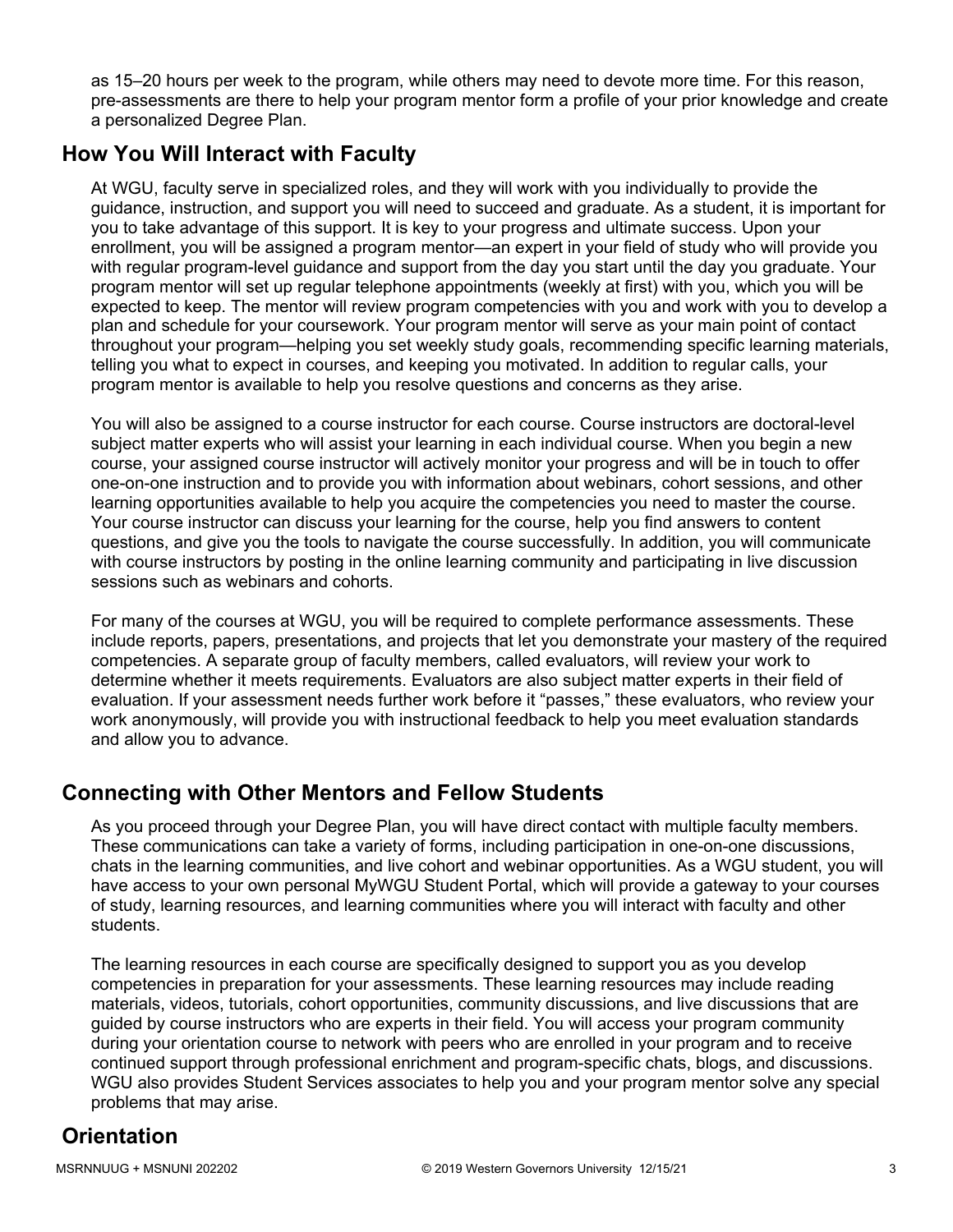as 15–20 hours per week to the program, while others may need to devote more time. For this reason, pre-assessments are there to help your program mentor form a profile of your prior knowledge and create a personalized Degree Plan.

## How You Will Interact with Faculty

At WGU, faculty serve in specialized roles, and they will work with you individually to provide the guidance, instruction, and support you will need to succeed and graduate. As a student, it is important for you to take advantage of this support. It is key to your progress and ultimate success. Upon your enrollment, you will be assigned a program mentor—an expert in your field of study who will provide you with regular program-level guidance and support from the day you start until the day you graduate. Your program mentor will set up regular telephone appointments (weekly at first) with you, which you will be expected to keep. The mentor will review program competencies with you and work with you to develop a plan and schedule for your coursework. Your program mentor will serve as your main point of contact throughout your program—helping you set weekly study goals, recommending specific learning materials, telling you what to expect in courses, and keeping you motivated. In addition to regular calls, your program mentor is available to help you resolve questions and concerns as they arise.

You will also be assigned to a course instructor for each course. Course instructors are doctoral-level subject matter experts who will assist your learning in each individual course. When you begin a new course, your assigned course instructor will actively monitor your progress and will be in touch to offer one-on-one instruction and to provide you with information about webinars, cohort sessions, and other learning opportunities available to help you acquire the competencies you need to master the course. Your course instructor can discuss your learning for the course, help you find answers to content questions, and give you the tools to navigate the course successfully. In addition, you will communicate with course instructors by posting in the online learning community and participating in live discussion sessions such as webinars and cohorts.

For many of the courses at WGU, you will be required to complete performance assessments. These include reports, papers, presentations, and projects that let you demonstrate your mastery of the required competencies. A separate group of faculty members, called evaluators, will review your work to determine whether it meets requirements. Evaluators are also subject matter experts in their field of evaluation. If your assessment needs further work before it "passes," these evaluators, who review your work anonymously, will provide you with instructional feedback to help you meet evaluation standards and allow you to advance.

## Connecting with Other Mentors and Fellow Students

As you proceed through your Degree Plan, you will have direct contact with multiple faculty members. These communications can take a variety of forms, including participation in one-on-one discussions, chats in the learning communities, and live cohort and webinar opportunities. As a WGU student, you will have access to your own personal MyWGU Student Portal, which will provide a gateway to your courses of study, learning resources, and learning communities where you will interact with faculty and other students.

The learning resources in each course are specifically designed to support you as you develop competencies in preparation for your assessments. These learning resources may include reading materials, videos, tutorials, cohort opportunities, community discussions, and live discussions that are guided by course instructors who are experts in their field. You will access your program community during your orientation course to network with peers who are enrolled in your program and to receive continued support through professional enrichment and program-specific chats, blogs, and discussions. WGU also provides Student Services associates to help you and your program mentor solve any special problems that may arise.

## Orientation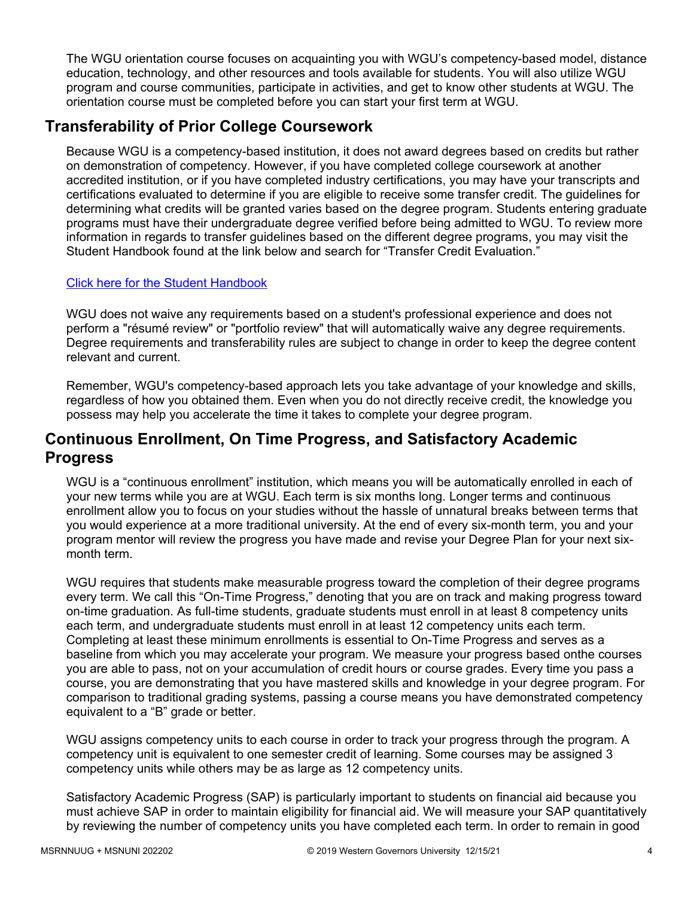The WGU orientation course focuses on acquainting you with WGU's competency-based model, distance education, technology, and other resources and tools available for students. You will also utilize WGU program and course communities, participate in activities, and get to know other students at WGU. The orientation course must be completed before you can start your first term at WGU.

## Transferability of Prior College Coursework

Because WGU is a competency-based institution, it does not award degrees based on credits but rather on demonstration of competency. However, if you have completed college coursework at another accredited institution, or if you have completed industry certifications, you may have your transcripts and certifications evaluated to determine if you are eligible to receive some transfer credit. The guidelines for determining what credits will be granted varies based on the degree program. Students entering graduate programs must have their undergraduate degree verified before being admitted to WGU. To review more information in regards to transfer guidelines based on the different degree programs, you may visit the Student Handbook found at the link below and search for "Transfer Credit Evaluation."

[Click here for the Student Handbook]

WGU does not waive any requirements based on a student's professional experience and does not perform a "résumé review" or "portfolio review" that will automatically waive any degree requirements. Degree requirements and transferability rules are subject to change in order to keep the degree content relevant and current.

Remember, WGU's competency-based approach lets you take advantage of your knowledge and skills, regardless of how you obtained them. Even when you do not directly receive credit, the knowledge you possess may help you accelerate the time it takes to complete your degree program.

## Continuous Enrollment, On Time Progress, and Satisfactory Academic Progress

WGU is a "continuous enrollment" institution, which means you will be automatically enrolled in each of your new terms while you are at WGU. Each term is six months long. Longer terms and continuous enrollment allow you to focus on your studies without the hassle of unnatural breaks between terms that you would experience at a more traditional university. At the end of every six-month term, you and your program mentor will review the progress you have made and revise your Degree Plan for your next six-month term.

WGU requires that students make measurable progress toward the completion of their degree programs every term. We call this "On-Time Progress," denoting that you are on track and making progress toward on-time graduation. As full-time students, graduate students must enroll in at least 8 competency units each term, and undergraduate students must enroll in at least 12 competency units each term. Completing at least these minimum enrollments is essential to On-Time Progress and serves as a baseline from which you may accelerate your program. We measure your progress based onthe courses you are able to pass, not on your accumulation of credit hours or course grades. Every time you pass a course, you are demonstrating that you have mastered skills and knowledge in your degree program. For comparison to traditional grading systems, passing a course means you have demonstrated competency equivalent to a "B" grade or better.

WGU assigns competency units to each course in order to track your progress through the program. A competency unit is equivalent to one semester credit of learning. Some courses may be assigned 3 competency units while others may be as large as 12 competency units.

Satisfactory Academic Progress (SAP) is particularly important to students on financial aid because you must achieve SAP in order to maintain eligibility for financial aid. We will measure your SAP quantitatively by reviewing the number of competency units you have completed each term. In order to remain in good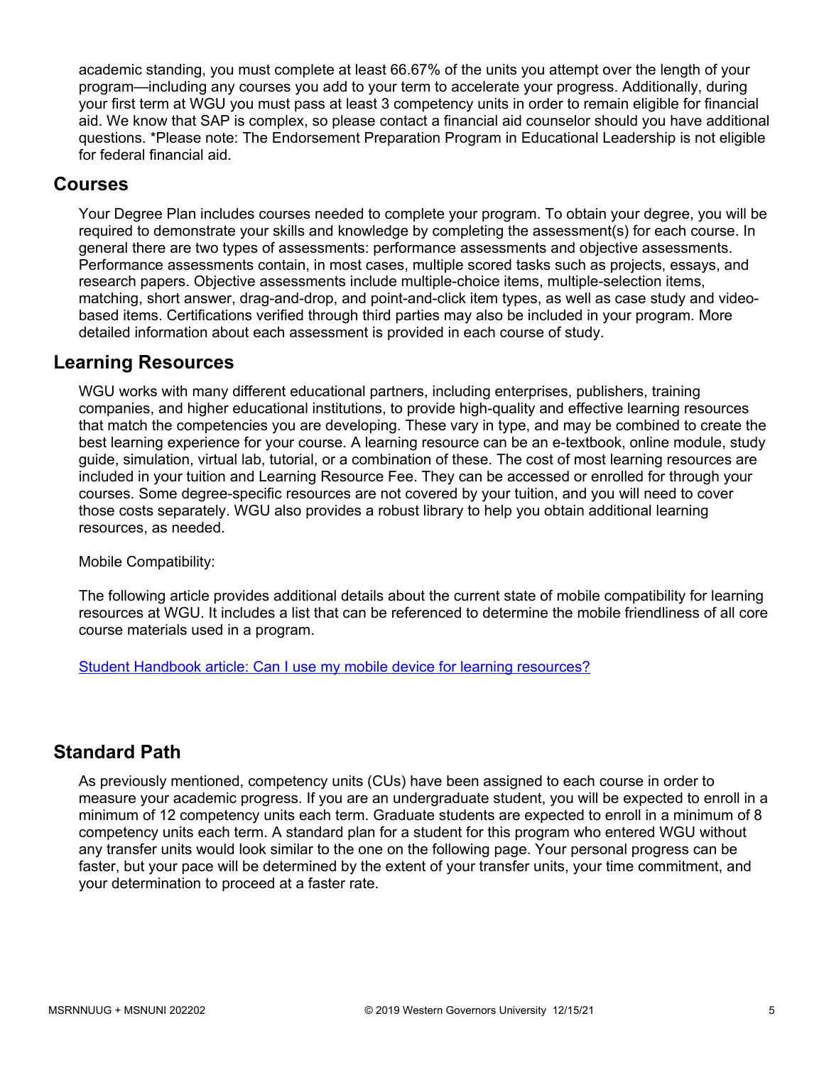academic standing, you must complete at least 66.67% of the units you attempt over the length of your program—including any courses you add to your term to accelerate your progress. Additionally, during your first term at WGU you must pass at least 3 competency units in order to remain eligible for financial aid. We know that SAP is complex, so please contact a financial aid counselor should you have additional questions. *Please note: The Endorsement Preparation Program in Educational Leadership is not eligible for federal financial aid.

## Courses

Your Degree Plan includes courses needed to complete your program. To obtain your degree, you will be required to demonstrate your skills and knowledge by completing the assessment(s) for each course. In general there are two types of assessments: performance assessments and objective assessments. Performance assessments contain, in most cases, multiple scored tasks such as projects, essays, and research papers. Objective assessments include multiple-choice items, multiple-selection items, matching, short answer, drag-and-drop, and point-and-click item types, as well as case study and video-based items. Certifications verified through third parties may also be included in your program. More detailed information about each assessment is provided in each course of study.

## Learning Resources

WGU works with many different educational partners, including enterprises, publishers, training companies, and higher educational institutions, to provide high-quality and effective learning resources that match the competencies you are developing. These vary in type, and may be combined to create the best learning experience for your course. A learning resource can be an e-textbook, online module, study guide, simulation, virtual lab, tutorial, or a combination of these. The cost of most learning resources are included in your tuition and Learning Resource Fee. They can be accessed or enrolled for through your courses. Some degree-specific resources are not covered by your tuition, and you will need to cover those costs separately. WGU also provides a robust library to help you obtain additional learning resources, as needed.

Mobile Compatibility:

The following article provides additional details about the current state of mobile compatibility for learning resources at WGU. It includes a list that can be referenced to determine the mobile friendliness of all core course materials used in a program.

Student Handbook article: Can I use my mobile device for learning resources?

## Standard Path

As previously mentioned, competency units (CUs) have been assigned to each course in order to measure your academic progress. If you are an undergraduate student, you will be expected to enroll in a minimum of 12 competency units each term. Graduate students are expected to enroll in a minimum of 8 competency units each term. A standard plan for a student for this program who entered WGU without any transfer units would look similar to the one on the following page. Your personal progress can be faster, but your pace will be determined by the extent of your transfer units, your time commitment, and your determination to proceed at a faster rate.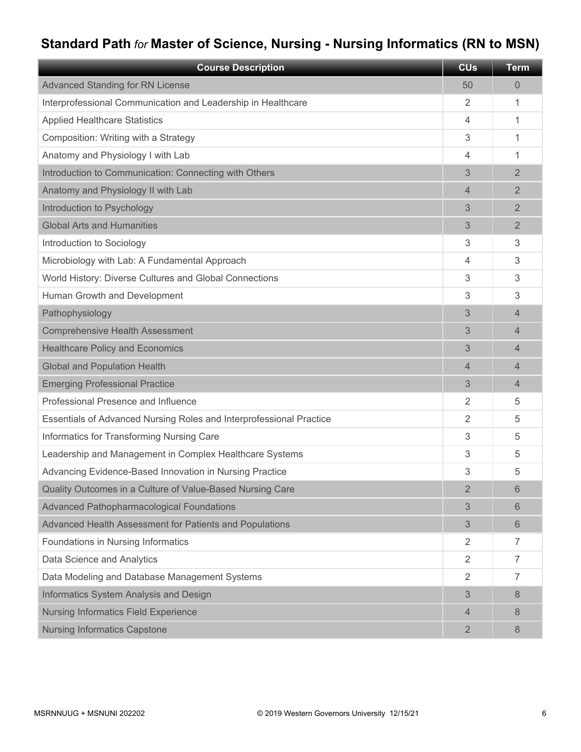## Standard Path *for* Master of Science, Nursing - Nursing Informatics (RN to MSN)

| Course Description | CUs | Term |
|---|---|---|
| Advanced Standing for RN License | 50 | 0 |
| Interprofessional Communication and Leadership in Healthcare | 2 | 1 |
| Applied Healthcare Statistics | 4 | 1 |
| Composition: Writing with a Strategy | 3 | 1 |
| Anatomy and Physiology I with Lab | 4 | 1 |
| Introduction to Communication: Connecting with Others | 3 | 2 |
| Anatomy and Physiology II with Lab | 4 | 2 |
| Introduction to Psychology | 3 | 2 |
| Global Arts and Humanities | 3 | 2 |
| Introduction to Sociology | 3 | 3 |
| Microbiology with Lab: A Fundamental Approach | 4 | 3 |
| World History: Diverse Cultures and Global Connections | 3 | 3 |
| Human Growth and Development | 3 | 3 |
| Pathophysiology | 3 | 4 |
| Comprehensive Health Assessment | 3 | 4 |
| Healthcare Policy and Economics | 3 | 4 |
| Global and Population Health | 4 | 4 |
| Emerging Professional Practice | 3 | 4 |
| Professional Presence and Influence | 2 | 5 |
| Essentials of Advanced Nursing Roles and Interprofessional Practice | 2 | 5 |
| Informatics for Transforming Nursing Care | 3 | 5 |
| Leadership and Management in Complex Healthcare Systems | 3 | 5 |
| Advancing Evidence-Based Innovation in Nursing Practice | 3 | 5 |
| Quality Outcomes in a Culture of Value-Based Nursing Care | 2 | 6 |
| Advanced Pathopharmacological Foundations | 3 | 6 |
| Advanced Health Assessment for Patients and Populations | 3 | 6 |
| Foundations in Nursing Informatics | 2 | 7 |
| Data Science and Analytics | 2 | 7 |
| Data Modeling and Database Management Systems | 2 | 7 |
| Informatics System Analysis and Design | 3 | 8 |
| Nursing Informatics Field Experience | 4 | 8 |
| Nursing Informatics Capstone | 2 | 8 |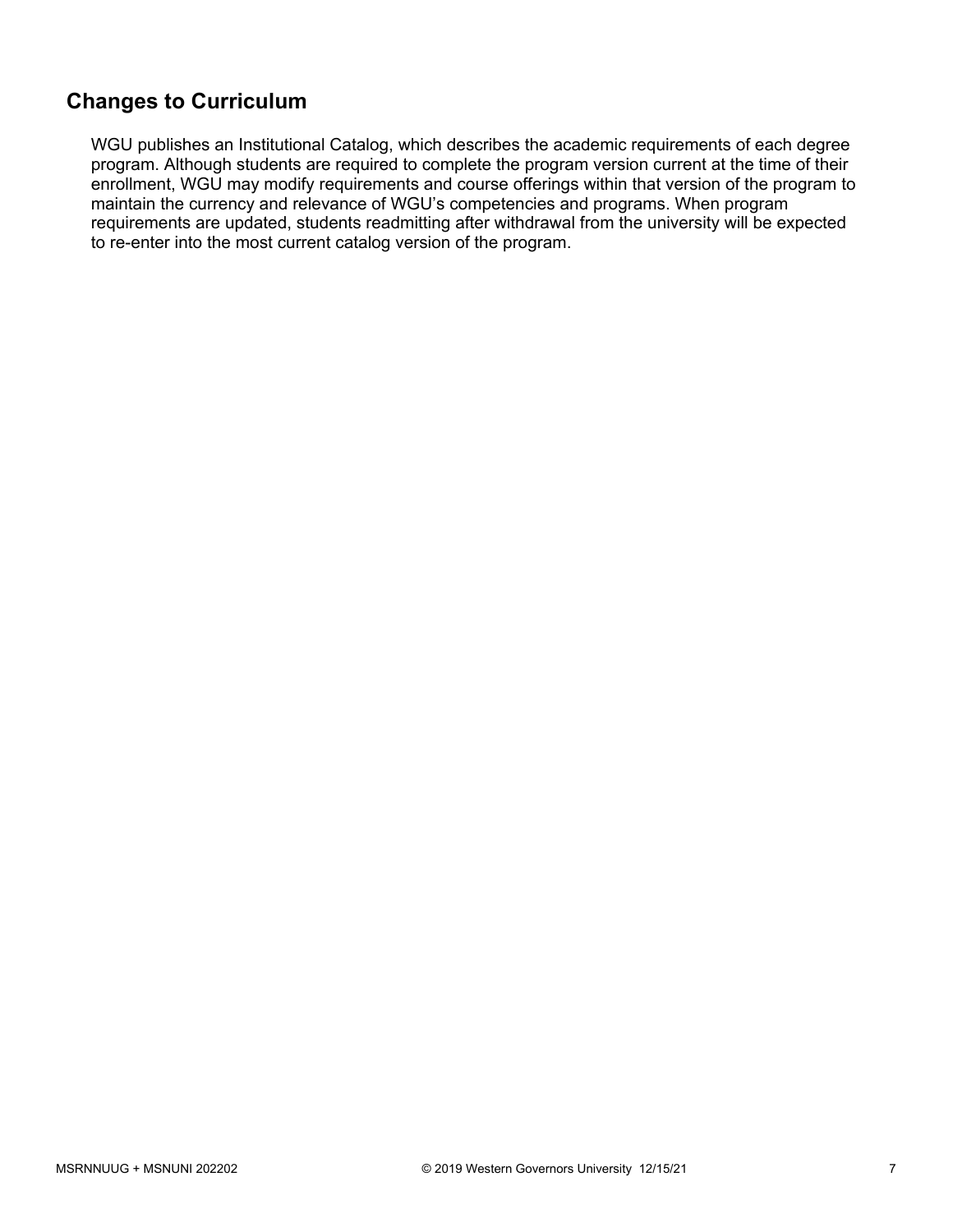## Changes to Curriculum

WGU publishes an Institutional Catalog, which describes the academic requirements of each degree program. Although students are required to complete the program version current at the time of their enrollment, WGU may modify requirements and course offerings within that version of the program to maintain the currency and relevance of WGU's competencies and programs. When program requirements are updated, students readmitting after withdrawal from the university will be expected to re-enter into the most current catalog version of the program.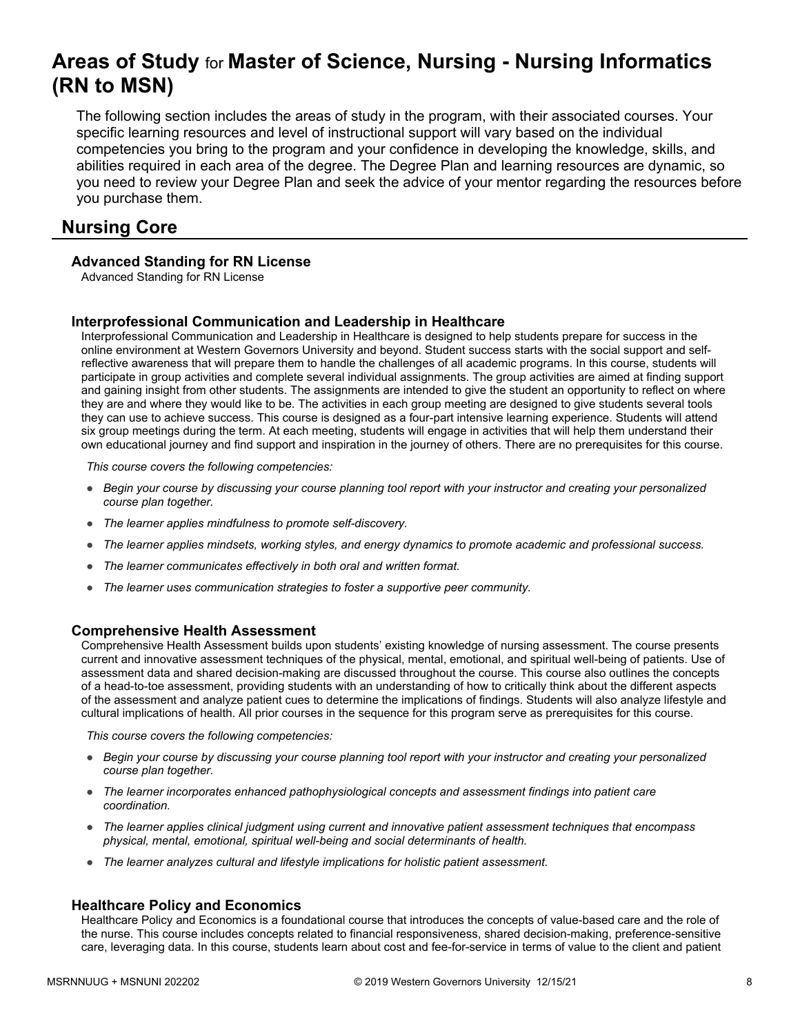# Areas of Study for Master of Science, Nursing - Nursing Informatics (RN to MSN)

The following section includes the areas of study in the program, with their associated courses. Your specific learning resources and level of instructional support will vary based on the individual competencies you bring to the program and your confidence in developing the knowledge, skills, and abilities required in each area of the degree. The Degree Plan and learning resources are dynamic, so you need to review your Degree Plan and seek the advice of your mentor regarding the resources before you purchase them.

## Nursing Core

### Advanced Standing for RN License

Advanced Standing for RN License

### Interprofessional Communication and Leadership in Healthcare

Interprofessional Communication and Leadership in Healthcare is designed to help students prepare for success in the online environment at Western Governors University and beyond. Student success starts with the social support and self-reflective awareness that will prepare them to handle the challenges of all academic programs. In this course, students will participate in group activities and complete several individual assignments. The group activities are aimed at finding support and gaining insight from other students. The assignments are intended to give the student an opportunity to reflect on where they are and where they would like to be. The activities in each group meeting are designed to give students several tools they can use to achieve success. This course is designed as a four-part intensive learning experience. Students will attend six group meetings during the term. At each meeting, students will engage in activities that will help them understand their own educational journey and find support and inspiration in the journey of others. There are no prerequisites for this course.

*This course covers the following competencies:*

- *Begin your course by discussing your course planning tool report with your instructor and creating your personalized course plan together.*
- *The learner applies mindfulness to promote self-discovery.*
- *The learner applies mindsets, working styles, and energy dynamics to promote academic and professional success.*
- *The learner communicates effectively in both oral and written format.*
- *The learner uses communication strategies to foster a supportive peer community.*

### Comprehensive Health Assessment

Comprehensive Health Assessment builds upon students' existing knowledge of nursing assessment. The course presents current and innovative assessment techniques of the physical, mental, emotional, and spiritual well-being of patients. Use of assessment data and shared decision-making are discussed throughout the course. This course also outlines the concepts of a head-to-toe assessment, providing students with an understanding of how to critically think about the different aspects of the assessment and analyze patient cues to determine the implications of findings. Students will also analyze lifestyle and cultural implications of health. All prior courses in the sequence for this program serve as prerequisites for this course.

*This course covers the following competencies:*

- *Begin your course by discussing your course planning tool report with your instructor and creating your personalized course plan together.*
- *The learner incorporates enhanced pathophysiological concepts and assessment findings into patient care coordination.*
- *The learner applies clinical judgment using current and innovative patient assessment techniques that encompass physical, mental, emotional, spiritual well-being and social determinants of health.*
- *The learner analyzes cultural and lifestyle implications for holistic patient assessment.*

### Healthcare Policy and Economics

Healthcare Policy and Economics is a foundational course that introduces the concepts of value-based care and the role of the nurse. This course includes concepts related to financial responsiveness, shared decision-making, preference-sensitive care, leveraging data. In this course, students learn about cost and fee-for-service in terms of value to the client and patient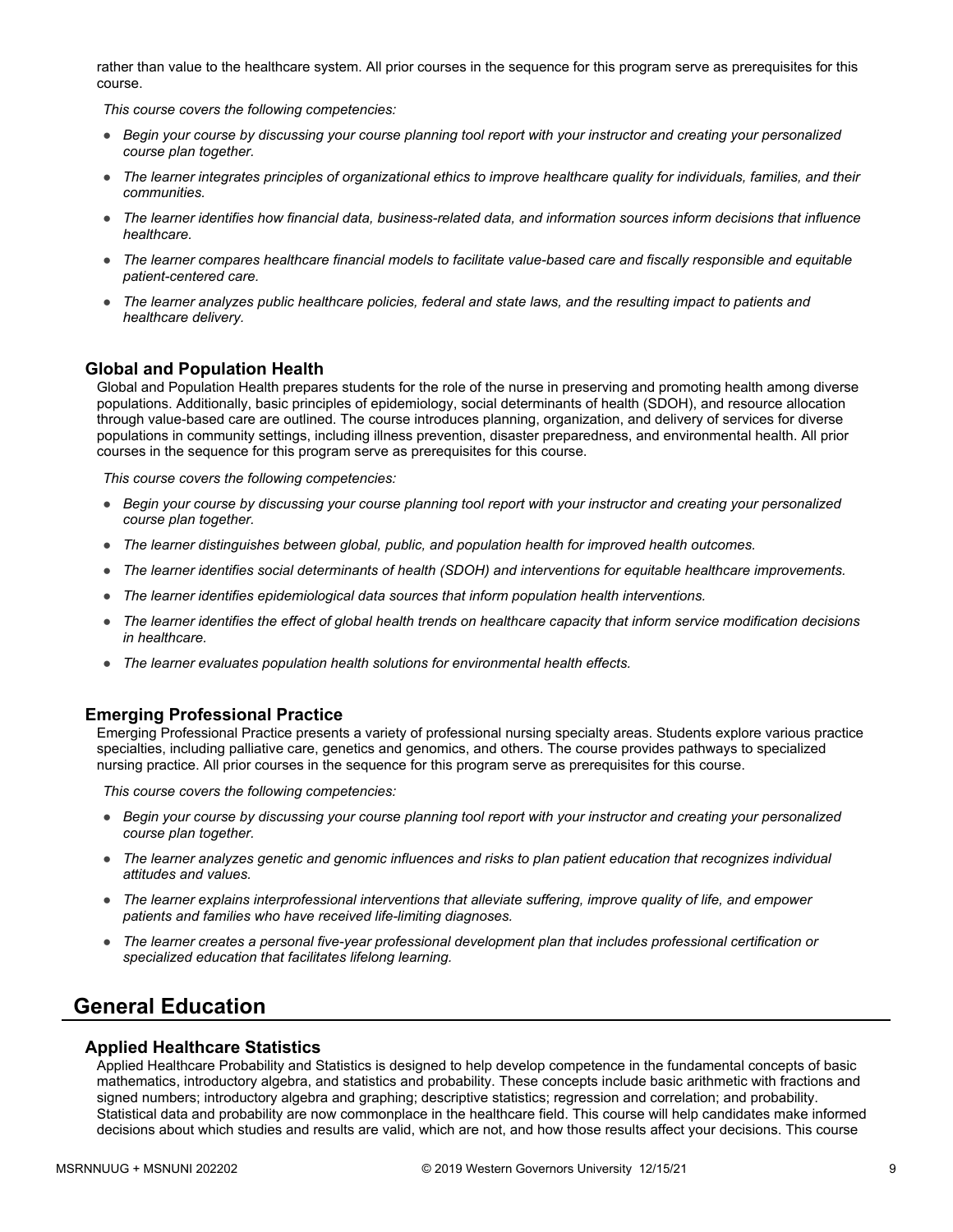rather than value to the healthcare system. All prior courses in the sequence for this program serve as prerequisites for this course.

*This course covers the following competencies:*

- *Begin your course by discussing your course planning tool report with your instructor and creating your personalized course plan together.*
- *The learner integrates principles of organizational ethics to improve healthcare quality for individuals, families, and their communities.*
- *The learner identifies how financial data, business-related data, and information sources inform decisions that influence healthcare.*
- *The learner compares healthcare financial models to facilitate value-based care and fiscally responsible and equitable patient-centered care.*
- *The learner analyzes public healthcare policies, federal and state laws, and the resulting impact to patients and healthcare delivery.*

### Global and Population Health

Global and Population Health prepares students for the role of the nurse in preserving and promoting health among diverse populations. Additionally, basic principles of epidemiology, social determinants of health (SDOH), and resource allocation through value-based care are outlined. The course introduces planning, organization, and delivery of services for diverse populations in community settings, including illness prevention, disaster preparedness, and environmental health. All prior courses in the sequence for this program serve as prerequisites for this course.

*This course covers the following competencies:*

- *Begin your course by discussing your course planning tool report with your instructor and creating your personalized course plan together.*
- *The learner distinguishes between global, public, and population health for improved health outcomes.*
- *The learner identifies social determinants of health (SDOH) and interventions for equitable healthcare improvements.*
- *The learner identifies epidemiological data sources that inform population health interventions.*
- *The learner identifies the effect of global health trends on healthcare capacity that inform service modification decisions in healthcare.*
- *The learner evaluates population health solutions for environmental health effects.*

### Emerging Professional Practice

Emerging Professional Practice presents a variety of professional nursing specialty areas. Students explore various practice specialties, including palliative care, genetics and genomics, and others. The course provides pathways to specialized nursing practice. All prior courses in the sequence for this program serve as prerequisites for this course.

*This course covers the following competencies:*

- *Begin your course by discussing your course planning tool report with your instructor and creating your personalized course plan together.*
- *The learner analyzes genetic and genomic influences and risks to plan patient education that recognizes individual attitudes and values.*
- *The learner explains interprofessional interventions that alleviate suffering, improve quality of life, and empower patients and families who have received life-limiting diagnoses.*
- *The learner creates a personal five-year professional development plan that includes professional certification or specialized education that facilitates lifelong learning.*

## General Education

### Applied Healthcare Statistics

Applied Healthcare Probability and Statistics is designed to help develop competence in the fundamental concepts of basic mathematics, introductory algebra, and statistics and probability. These concepts include basic arithmetic with fractions and signed numbers; introductory algebra and graphing; descriptive statistics; regression and correlation; and probability. Statistical data and probability are now commonplace in the healthcare field. This course will help candidates make informed decisions about which studies and results are valid, which are not, and how those results affect your decisions. This course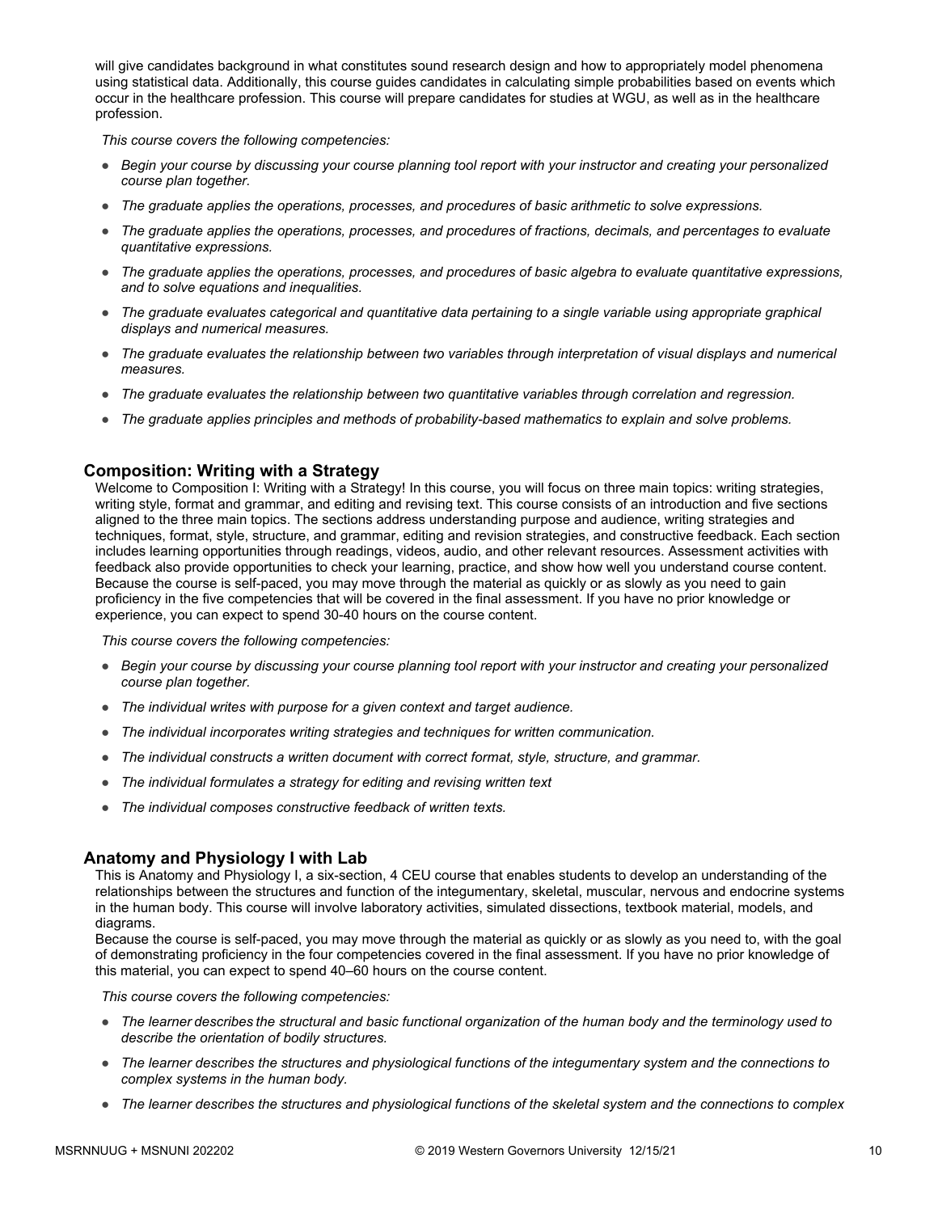will give candidates background in what constitutes sound research design and how to appropriately model phenomena using statistical data. Additionally, this course guides candidates in calculating simple probabilities based on events which occur in the healthcare profession. This course will prepare candidates for studies at WGU, as well as in the healthcare profession.

*This course covers the following competencies:*

- *Begin your course by discussing your course planning tool report with your instructor and creating your personalized course plan together.*
- *The graduate applies the operations, processes, and procedures of basic arithmetic to solve expressions.*
- *The graduate applies the operations, processes, and procedures of fractions, decimals, and percentages to evaluate quantitative expressions.*
- *The graduate applies the operations, processes, and procedures of basic algebra to evaluate quantitative expressions, and to solve equations and inequalities.*
- *The graduate evaluates categorical and quantitative data pertaining to a single variable using appropriate graphical displays and numerical measures.*
- *The graduate evaluates the relationship between two variables through interpretation of visual displays and numerical measures.*
- *The graduate evaluates the relationship between two quantitative variables through correlation and regression.*
- *The graduate applies principles and methods of probability-based mathematics to explain and solve problems.*

### Composition: Writing with a Strategy

Welcome to Composition I: Writing with a Strategy! In this course, you will focus on three main topics: writing strategies, writing style, format and grammar, and editing and revising text. This course consists of an introduction and five sections aligned to the three main topics. The sections address understanding purpose and audience, writing strategies and techniques, format, style, structure, and grammar, editing and revision strategies, and constructive feedback. Each section includes learning opportunities through readings, videos, audio, and other relevant resources. Assessment activities with feedback also provide opportunities to check your learning, practice, and show how well you understand course content. Because the course is self-paced, you may move through the material as quickly or as slowly as you need to gain proficiency in the five competencies that will be covered in the final assessment. If you have no prior knowledge or experience, you can expect to spend 30-40 hours on the course content.

*This course covers the following competencies:*

- *Begin your course by discussing your course planning tool report with your instructor and creating your personalized course plan together.*
- *The individual writes with purpose for a given context and target audience.*
- *The individual incorporates writing strategies and techniques for written communication.*
- *The individual constructs a written document with correct format, style, structure, and grammar.*
- *The individual formulates a strategy for editing and revising written text*
- *The individual composes constructive feedback of written texts.*

### Anatomy and Physiology I with Lab

This is Anatomy and Physiology I, a six-section, 4 CEU course that enables students to develop an understanding of the relationships between the structures and function of the integumentary, skeletal, muscular, nervous and endocrine systems in the human body. This course will involve laboratory activities, simulated dissections, textbook material, models, and diagrams.

Because the course is self-paced, you may move through the material as quickly or as slowly as you need to, with the goal of demonstrating proficiency in the four competencies covered in the final assessment. If you have no prior knowledge of this material, you can expect to spend 40–60 hours on the course content.

*This course covers the following competencies:*

- *The learner describes the structural and basic functional organization of the human body and the terminology used to describe the orientation of bodily structures.*
- *The learner describes the structures and physiological functions of the integumentary system and the connections to complex systems in the human body.*
- *The learner describes the structures and physiological functions of the skeletal system and the connections to complex*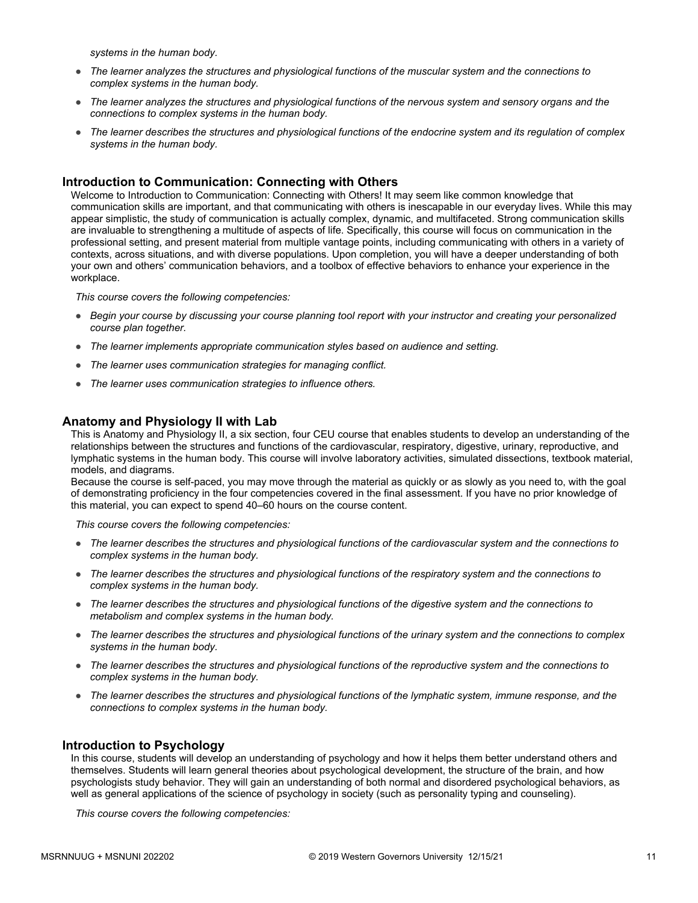*systems in the human body.*

- *The learner analyzes the structures and physiological functions of the muscular system and the connections to complex systems in the human body.*
- *The learner analyzes the structures and physiological functions of the nervous system and sensory organs and the connections to complex systems in the human body.*
- *The learner describes the structures and physiological functions of the endocrine system and its regulation of complex systems in the human body.*

### Introduction to Communication: Connecting with Others

Welcome to Introduction to Communication: Connecting with Others! It may seem like common knowledge that communication skills are important, and that communicating with others is inescapable in our everyday lives. While this may appear simplistic, the study of communication is actually complex, dynamic, and multifaceted. Strong communication skills are invaluable to strengthening a multitude of aspects of life. Specifically, this course will focus on communication in the professional setting, and present material from multiple vantage points, including communicating with others in a variety of contexts, across situations, and with diverse populations. Upon completion, you will have a deeper understanding of both your own and others' communication behaviors, and a toolbox of effective behaviors to enhance your experience in the workplace.

*This course covers the following competencies:*

- *Begin your course by discussing your course planning tool report with your instructor and creating your personalized course plan together.*
- *The learner implements appropriate communication styles based on audience and setting.*
- *The learner uses communication strategies for managing conflict.*
- *The learner uses communication strategies to influence others.*

### Anatomy and Physiology II with Lab

This is Anatomy and Physiology II, a six section, four CEU course that enables students to develop an understanding of the relationships between the structures and functions of the cardiovascular, respiratory, digestive, urinary, reproductive, and lymphatic systems in the human body. This course will involve laboratory activities, simulated dissections, textbook material, models, and diagrams.
Because the course is self-paced, you may move through the material as quickly or as slowly as you need to, with the goal of demonstrating proficiency in the four competencies covered in the final assessment. If you have no prior knowledge of this material, you can expect to spend 40–60 hours on the course content.

*This course covers the following competencies:*

- *The learner describes the structures and physiological functions of the cardiovascular system and the connections to complex systems in the human body.*
- *The learner describes the structures and physiological functions of the respiratory system and the connections to complex systems in the human body.*
- *The learner describes the structures and physiological functions of the digestive system and the connections to metabolism and complex systems in the human body.*
- *The learner describes the structures and physiological functions of the urinary system and the connections to complex systems in the human body.*
- *The learner describes the structures and physiological functions of the reproductive system and the connections to complex systems in the human body.*
- *The learner describes the structures and physiological functions of the lymphatic system, immune response, and the connections to complex systems in the human body.*

### Introduction to Psychology

In this course, students will develop an understanding of psychology and how it helps them better understand others and themselves. Students will learn general theories about psychological development, the structure of the brain, and how psychologists study behavior. They will gain an understanding of both normal and disordered psychological behaviors, as well as general applications of the science of psychology in society (such as personality typing and counseling).

*This course covers the following competencies:*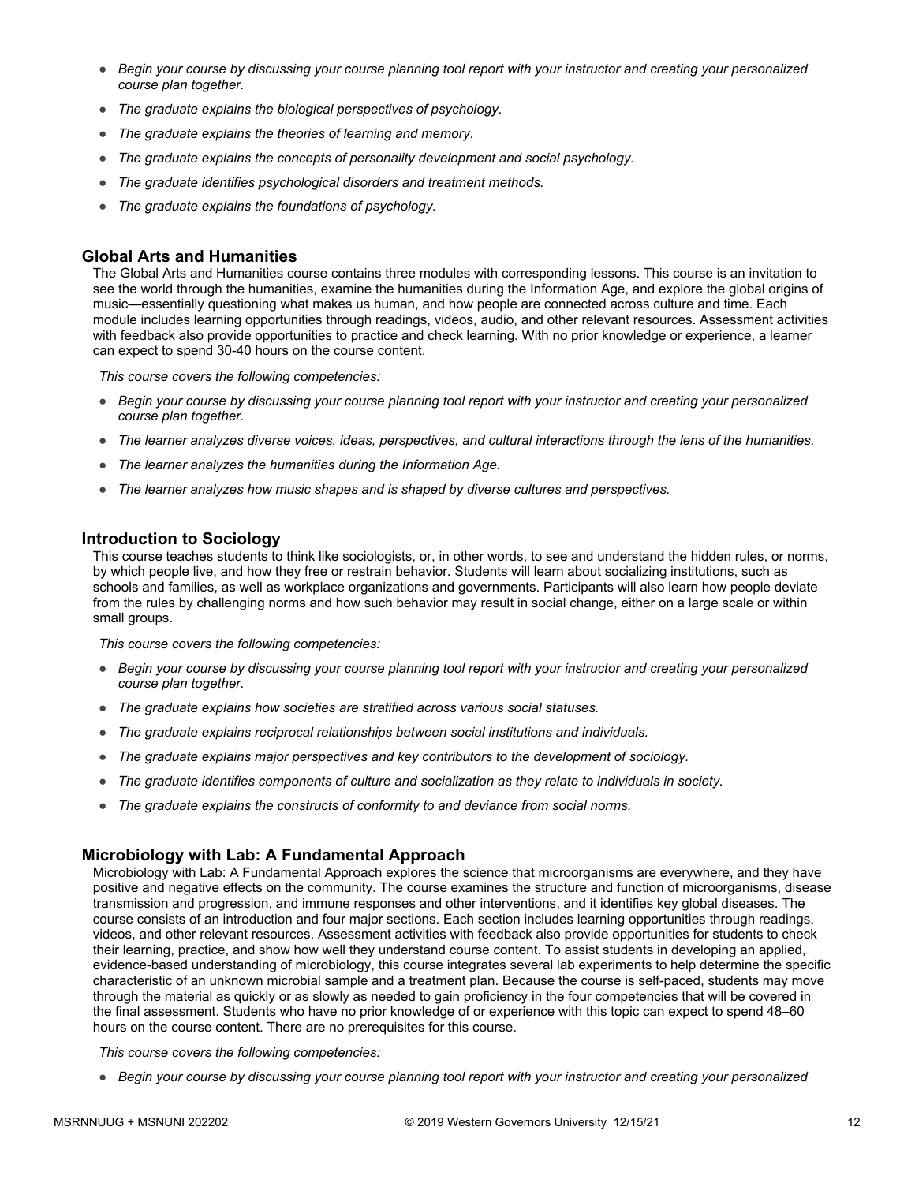- *Begin your course by discussing your course planning tool report with your instructor and creating your personalized course plan together.*
- *The graduate explains the biological perspectives of psychology.*
- *The graduate explains the theories of learning and memory.*
- *The graduate explains the concepts of personality development and social psychology.*
- *The graduate identifies psychological disorders and treatment methods.*
- *The graduate explains the foundations of psychology.*

### Global Arts and Humanities

The Global Arts and Humanities course contains three modules with corresponding lessons. This course is an invitation to see the world through the humanities, examine the humanities during the Information Age, and explore the global origins of music—essentially questioning what makes us human, and how people are connected across culture and time. Each module includes learning opportunities through readings, videos, audio, and other relevant resources. Assessment activities with feedback also provide opportunities to practice and check learning. With no prior knowledge or experience, a learner can expect to spend 30-40 hours on the course content.

*This course covers the following competencies:*

- *Begin your course by discussing your course planning tool report with your instructor and creating your personalized course plan together.*
- *The learner analyzes diverse voices, ideas, perspectives, and cultural interactions through the lens of the humanities.*
- *The learner analyzes the humanities during the Information Age.*
- *The learner analyzes how music shapes and is shaped by diverse cultures and perspectives.*

### Introduction to Sociology

This course teaches students to think like sociologists, or, in other words, to see and understand the hidden rules, or norms, by which people live, and how they free or restrain behavior. Students will learn about socializing institutions, such as schools and families, as well as workplace organizations and governments. Participants will also learn how people deviate from the rules by challenging norms and how such behavior may result in social change, either on a large scale or within small groups.

*This course covers the following competencies:*

- *Begin your course by discussing your course planning tool report with your instructor and creating your personalized course plan together.*
- *The graduate explains how societies are stratified across various social statuses.*
- *The graduate explains reciprocal relationships between social institutions and individuals.*
- *The graduate explains major perspectives and key contributors to the development of sociology.*
- *The graduate identifies components of culture and socialization as they relate to individuals in society.*
- *The graduate explains the constructs of conformity to and deviance from social norms.*

### Microbiology with Lab: A Fundamental Approach

Microbiology with Lab: A Fundamental Approach explores the science that microorganisms are everywhere, and they have positive and negative effects on the community. The course examines the structure and function of microorganisms, disease transmission and progression, and immune responses and other interventions, and it identifies key global diseases. The course consists of an introduction and four major sections. Each section includes learning opportunities through readings, videos, and other relevant resources. Assessment activities with feedback also provide opportunities for students to check their learning, practice, and show how well they understand course content. To assist students in developing an applied, evidence-based understanding of microbiology, this course integrates several lab experiments to help determine the specific characteristic of an unknown microbial sample and a treatment plan. Because the course is self-paced, students may move through the material as quickly or as slowly as needed to gain proficiency in the four competencies that will be covered in the final assessment. Students who have no prior knowledge of or experience with this topic can expect to spend 48–60 hours on the course content. There are no prerequisites for this course.

*This course covers the following competencies:*

- *Begin your course by discussing your course planning tool report with your instructor and creating your personalized*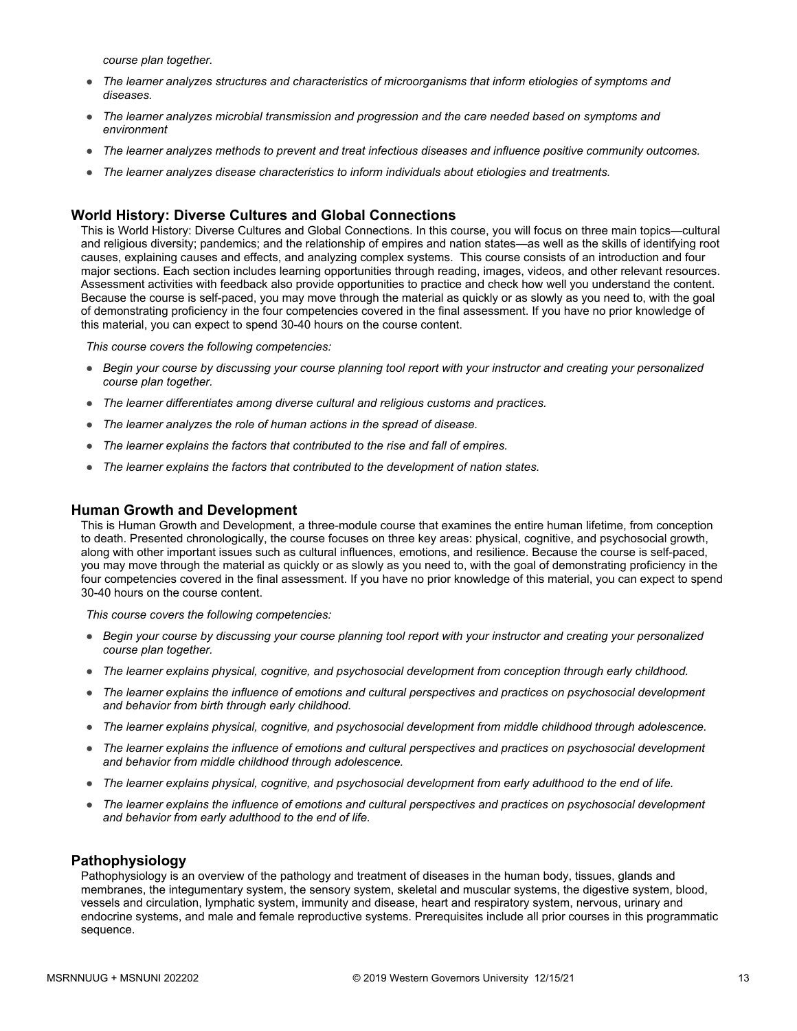*course plan together.*

- *The learner analyzes structures and characteristics of microorganisms that inform etiologies of symptoms and diseases.*
- *The learner analyzes microbial transmission and progression and the care needed based on symptoms and environment*
- *The learner analyzes methods to prevent and treat infectious diseases and influence positive community outcomes.*
- *The learner analyzes disease characteristics to inform individuals about etiologies and treatments.*

### World History: Diverse Cultures and Global Connections

This is World History: Diverse Cultures and Global Connections. In this course, you will focus on three main topics—cultural and religious diversity; pandemics; and the relationship of empires and nation states—as well as the skills of identifying root causes, explaining causes and effects, and analyzing complex systems. This course consists of an introduction and four major sections. Each section includes learning opportunities through reading, images, videos, and other relevant resources. Assessment activities with feedback also provide opportunities to practice and check how well you understand the content. Because the course is self-paced, you may move through the material as quickly or as slowly as you need to, with the goal of demonstrating proficiency in the four competencies covered in the final assessment. If you have no prior knowledge of this material, you can expect to spend 30-40 hours on the course content.

*This course covers the following competencies:*

- *Begin your course by discussing your course planning tool report with your instructor and creating your personalized course plan together.*
- *The learner differentiates among diverse cultural and religious customs and practices.*
- *The learner analyzes the role of human actions in the spread of disease.*
- *The learner explains the factors that contributed to the rise and fall of empires.*
- *The learner explains the factors that contributed to the development of nation states.*

### Human Growth and Development

This is Human Growth and Development, a three-module course that examines the entire human lifetime, from conception to death. Presented chronologically, the course focuses on three key areas: physical, cognitive, and psychosocial growth, along with other important issues such as cultural influences, emotions, and resilience. Because the course is self-paced, you may move through the material as quickly or as slowly as you need to, with the goal of demonstrating proficiency in the four competencies covered in the final assessment. If you have no prior knowledge of this material, you can expect to spend 30-40 hours on the course content.

*This course covers the following competencies:*

- *Begin your course by discussing your course planning tool report with your instructor and creating your personalized course plan together.*
- *The learner explains physical, cognitive, and psychosocial development from conception through early childhood.*
- *The learner explains the influence of emotions and cultural perspectives and practices on psychosocial development and behavior from birth through early childhood.*
- *The learner explains physical, cognitive, and psychosocial development from middle childhood through adolescence.*
- *The learner explains the influence of emotions and cultural perspectives and practices on psychosocial development and behavior from middle childhood through adolescence.*
- *The learner explains physical, cognitive, and psychosocial development from early adulthood to the end of life.*
- *The learner explains the influence of emotions and cultural perspectives and practices on psychosocial development and behavior from early adulthood to the end of life.*

### Pathophysiology

Pathophysiology is an overview of the pathology and treatment of diseases in the human body, tissues, glands and membranes, the integumentary system, the sensory system, skeletal and muscular systems, the digestive system, blood, vessels and circulation, lymphatic system, immunity and disease, heart and respiratory system, nervous, urinary and endocrine systems, and male and female reproductive systems. Prerequisites include all prior courses in this programmatic sequence.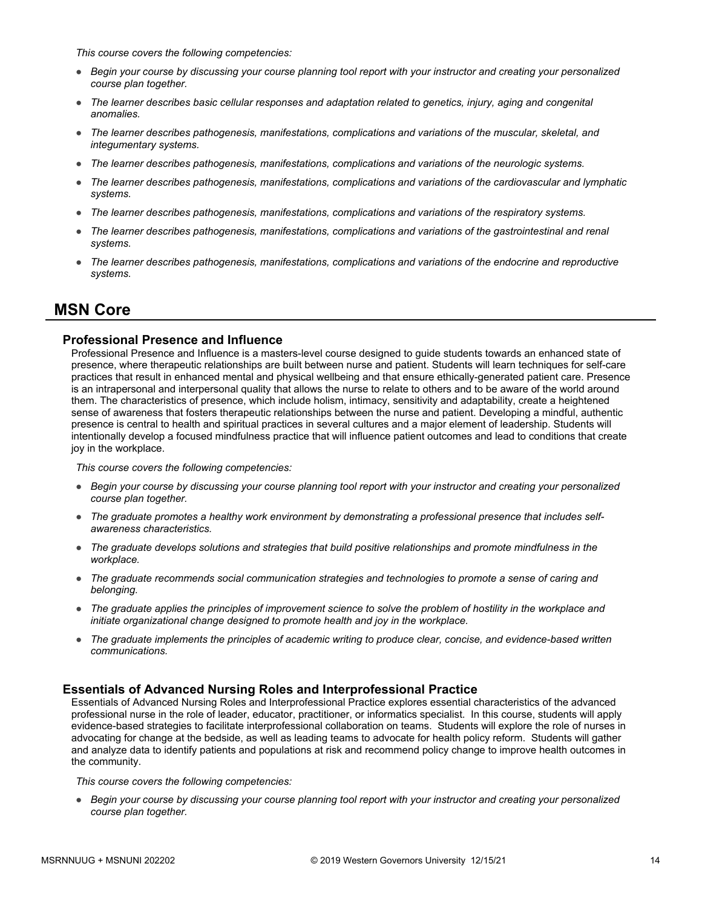*This course covers the following competencies:*

- *Begin your course by discussing your course planning tool report with your instructor and creating your personalized course plan together.*
- *The learner describes basic cellular responses and adaptation related to genetics, injury, aging and congenital anomalies.*
- *The learner describes pathogenesis, manifestations, complications and variations of the muscular, skeletal, and integumentary systems.*
- *The learner describes pathogenesis, manifestations, complications and variations of the neurologic systems.*
- *The learner describes pathogenesis, manifestations, complications and variations of the cardiovascular and lymphatic systems.*
- *The learner describes pathogenesis, manifestations, complications and variations of the respiratory systems.*
- *The learner describes pathogenesis, manifestations, complications and variations of the gastrointestinal and renal systems.*
- *The learner describes pathogenesis, manifestations, complications and variations of the endocrine and reproductive systems.*

## MSN Core

### Professional Presence and Influence

Professional Presence and Influence is a masters-level course designed to guide students towards an enhanced state of presence, where therapeutic relationships are built between nurse and patient. Students will learn techniques for self-care practices that result in enhanced mental and physical wellbeing and that ensure ethically-generated patient care. Presence is an intrapersonal and interpersonal quality that allows the nurse to relate to others and to be aware of the world around them. The characteristics of presence, which include holism, intimacy, sensitivity and adaptability, create a heightened sense of awareness that fosters therapeutic relationships between the nurse and patient. Developing a mindful, authentic presence is central to health and spiritual practices in several cultures and a major element of leadership. Students will intentionally develop a focused mindfulness practice that will influence patient outcomes and lead to conditions that create joy in the workplace.

*This course covers the following competencies:*

- *Begin your course by discussing your course planning tool report with your instructor and creating your personalized course plan together.*
- *The graduate promotes a healthy work environment by demonstrating a professional presence that includes self-awareness characteristics.*
- *The graduate develops solutions and strategies that build positive relationships and promote mindfulness in the workplace.*
- *The graduate recommends social communication strategies and technologies to promote a sense of caring and belonging.*
- *The graduate applies the principles of improvement science to solve the problem of hostility in the workplace and initiate organizational change designed to promote health and joy in the workplace.*
- *The graduate implements the principles of academic writing to produce clear, concise, and evidence-based written communications.*

### Essentials of Advanced Nursing Roles and Interprofessional Practice

Essentials of Advanced Nursing Roles and Interprofessional Practice explores essential characteristics of the advanced professional nurse in the role of leader, educator, practitioner, or informatics specialist. In this course, students will apply evidence-based strategies to facilitate interprofessional collaboration on teams. Students will explore the role of nurses in advocating for change at the bedside, as well as leading teams to advocate for health policy reform. Students will gather and analyze data to identify patients and populations at risk and recommend policy change to improve health outcomes in the community.

*This course covers the following competencies:*

- *Begin your course by discussing your course planning tool report with your instructor and creating your personalized course plan together.*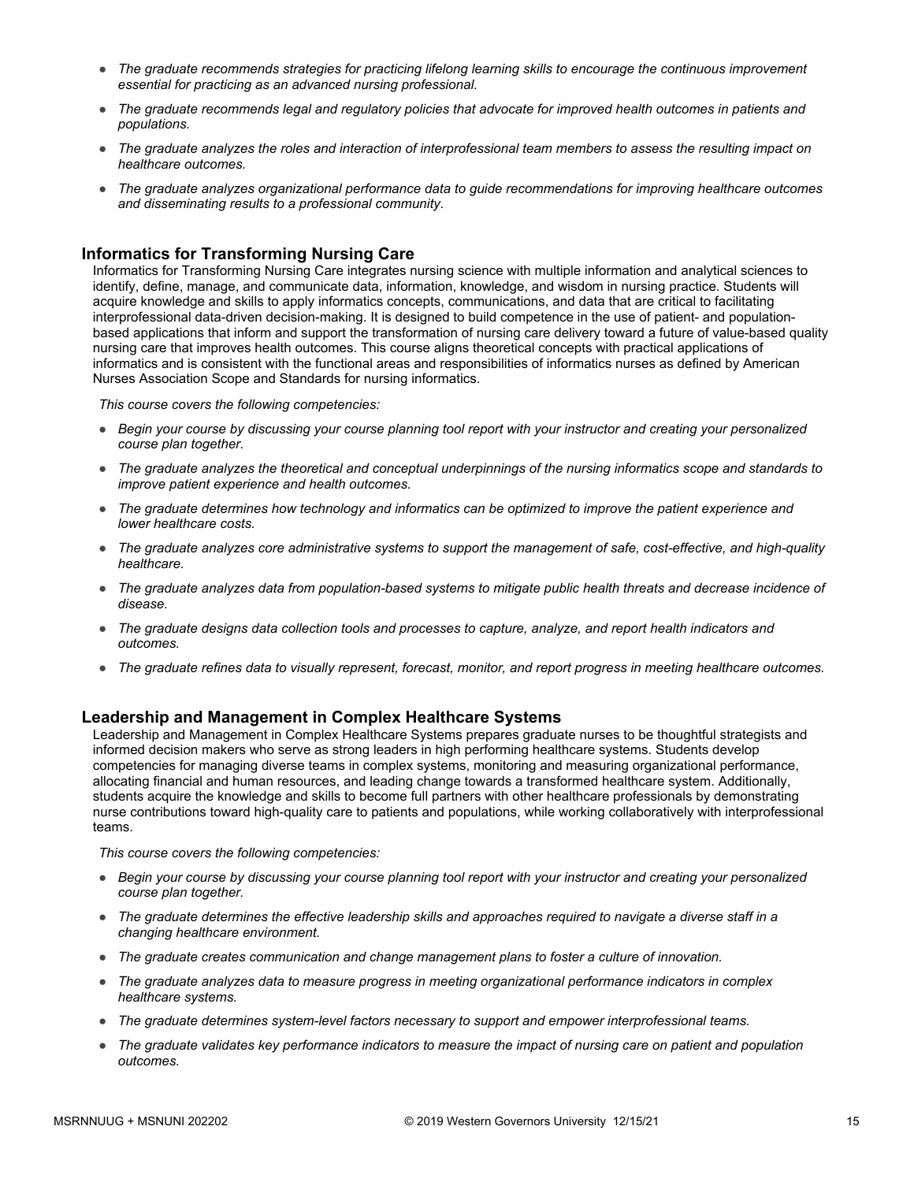- *The graduate recommends strategies for practicing lifelong learning skills to encourage the continuous improvement essential for practicing as an advanced nursing professional.*
- *The graduate recommends legal and regulatory policies that advocate for improved health outcomes in patients and populations.*
- *The graduate analyzes the roles and interaction of interprofessional team members to assess the resulting impact on healthcare outcomes.*
- *The graduate analyzes organizational performance data to guide recommendations for improving healthcare outcomes and disseminating results to a professional community.*

## Informatics for Transforming Nursing Care

Informatics for Transforming Nursing Care integrates nursing science with multiple information and analytical sciences to identify, define, manage, and communicate data, information, knowledge, and wisdom in nursing practice. Students will acquire knowledge and skills to apply informatics concepts, communications, and data that are critical to facilitating interprofessional data-driven decision-making. It is designed to build competence in the use of patient- and population-based applications that inform and support the transformation of nursing care delivery toward a future of value-based quality nursing care that improves health outcomes. This course aligns theoretical concepts with practical applications of informatics and is consistent with the functional areas and responsibilities of informatics nurses as defined by American Nurses Association Scope and Standards for nursing informatics.

*This course covers the following competencies:*

- *Begin your course by discussing your course planning tool report with your instructor and creating your personalized course plan together.*
- *The graduate analyzes the theoretical and conceptual underpinnings of the nursing informatics scope and standards to improve patient experience and health outcomes.*
- *The graduate determines how technology and informatics can be optimized to improve the patient experience and lower healthcare costs.*
- *The graduate analyzes core administrative systems to support the management of safe, cost-effective, and high-quality healthcare.*
- *The graduate analyzes data from population-based systems to mitigate public health threats and decrease incidence of disease.*
- *The graduate designs data collection tools and processes to capture, analyze, and report health indicators and outcomes.*
- *The graduate refines data to visually represent, forecast, monitor, and report progress in meeting healthcare outcomes.*

## Leadership and Management in Complex Healthcare Systems

Leadership and Management in Complex Healthcare Systems prepares graduate nurses to be thoughtful strategists and informed decision makers who serve as strong leaders in high performing healthcare systems. Students develop competencies for managing diverse teams in complex systems, monitoring and measuring organizational performance, allocating financial and human resources, and leading change towards a transformed healthcare system. Additionally, students acquire the knowledge and skills to become full partners with other healthcare professionals by demonstrating nurse contributions toward high-quality care to patients and populations, while working collaboratively with interprofessional teams.

*This course covers the following competencies:*

- *Begin your course by discussing your course planning tool report with your instructor and creating your personalized course plan together.*
- *The graduate determines the effective leadership skills and approaches required to navigate a diverse staff in a changing healthcare environment.*
- *The graduate creates communication and change management plans to foster a culture of innovation.*
- *The graduate analyzes data to measure progress in meeting organizational performance indicators in complex healthcare systems.*
- *The graduate determines system-level factors necessary to support and empower interprofessional teams.*
- *The graduate validates key performance indicators to measure the impact of nursing care on patient and population outcomes.*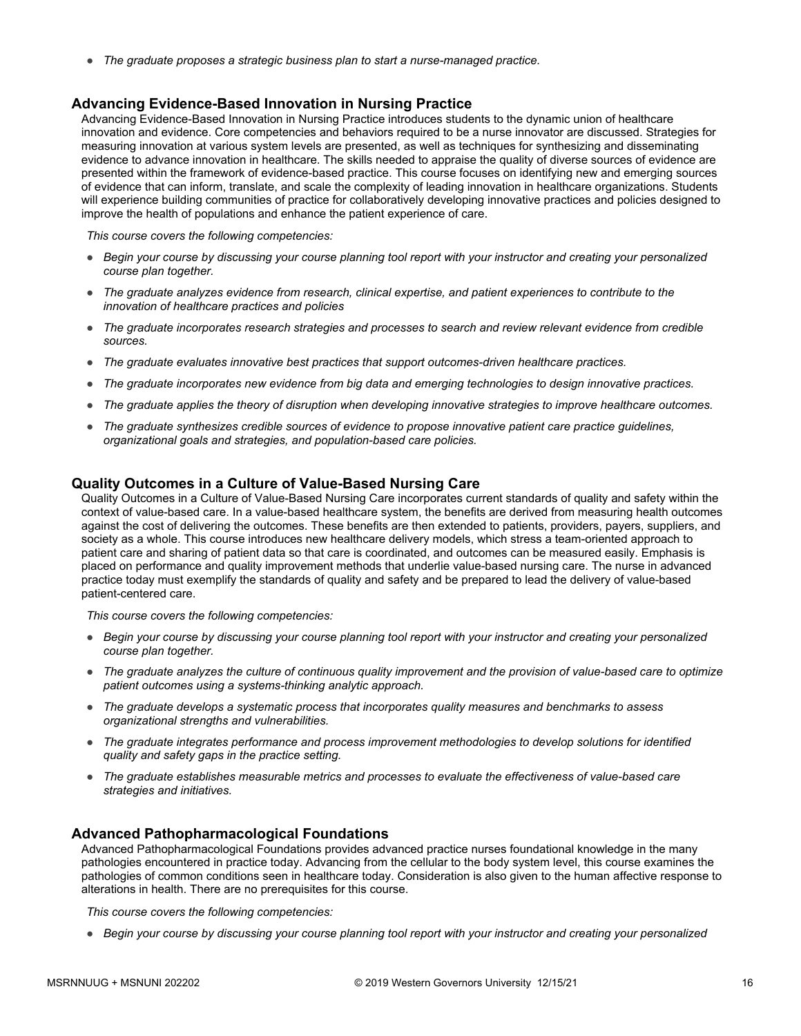- *The graduate proposes a strategic business plan to start a nurse-managed practice.*

### Advancing Evidence-Based Innovation in Nursing Practice

Advancing Evidence-Based Innovation in Nursing Practice introduces students to the dynamic union of healthcare innovation and evidence. Core competencies and behaviors required to be a nurse innovator are discussed. Strategies for measuring innovation at various system levels are presented, as well as techniques for synthesizing and disseminating evidence to advance innovation in healthcare. The skills needed to appraise the quality of diverse sources of evidence are presented within the framework of evidence-based practice. This course focuses on identifying new and emerging sources of evidence that can inform, translate, and scale the complexity of leading innovation in healthcare organizations. Students will experience building communities of practice for collaboratively developing innovative practices and policies designed to improve the health of populations and enhance the patient experience of care.

*This course covers the following competencies:*

- *Begin your course by discussing your course planning tool report with your instructor and creating your personalized course plan together.*
- *The graduate analyzes evidence from research, clinical expertise, and patient experiences to contribute to the innovation of healthcare practices and policies*
- *The graduate incorporates research strategies and processes to search and review relevant evidence from credible sources.*
- *The graduate evaluates innovative best practices that support outcomes-driven healthcare practices.*
- *The graduate incorporates new evidence from big data and emerging technologies to design innovative practices.*
- *The graduate applies the theory of disruption when developing innovative strategies to improve healthcare outcomes.*
- *The graduate synthesizes credible sources of evidence to propose innovative patient care practice guidelines, organizational goals and strategies, and population-based care policies.*

### Quality Outcomes in a Culture of Value-Based Nursing Care

Quality Outcomes in a Culture of Value-Based Nursing Care incorporates current standards of quality and safety within the context of value-based care. In a value-based healthcare system, the benefits are derived from measuring health outcomes against the cost of delivering the outcomes. These benefits are then extended to patients, providers, payers, suppliers, and society as a whole. This course introduces new healthcare delivery models, which stress a team-oriented approach to patient care and sharing of patient data so that care is coordinated, and outcomes can be measured easily. Emphasis is placed on performance and quality improvement methods that underlie value-based nursing care. The nurse in advanced practice today must exemplify the standards of quality and safety and be prepared to lead the delivery of value-based patient-centered care.

*This course covers the following competencies:*

- *Begin your course by discussing your course planning tool report with your instructor and creating your personalized course plan together.*
- *The graduate analyzes the culture of continuous quality improvement and the provision of value-based care to optimize patient outcomes using a systems-thinking analytic approach.*
- *The graduate develops a systematic process that incorporates quality measures and benchmarks to assess organizational strengths and vulnerabilities.*
- *The graduate integrates performance and process improvement methodologies to develop solutions for identified quality and safety gaps in the practice setting.*
- *The graduate establishes measurable metrics and processes to evaluate the effectiveness of value-based care strategies and initiatives.*

### Advanced Pathopharmacological Foundations

Advanced Pathopharmacological Foundations provides advanced practice nurses foundational knowledge in the many pathologies encountered in practice today. Advancing from the cellular to the body system level, this course examines the pathologies of common conditions seen in healthcare today. Consideration is also given to the human affective response to alterations in health. There are no prerequisites for this course.

*This course covers the following competencies:*

- *Begin your course by discussing your course planning tool report with your instructor and creating your personalized*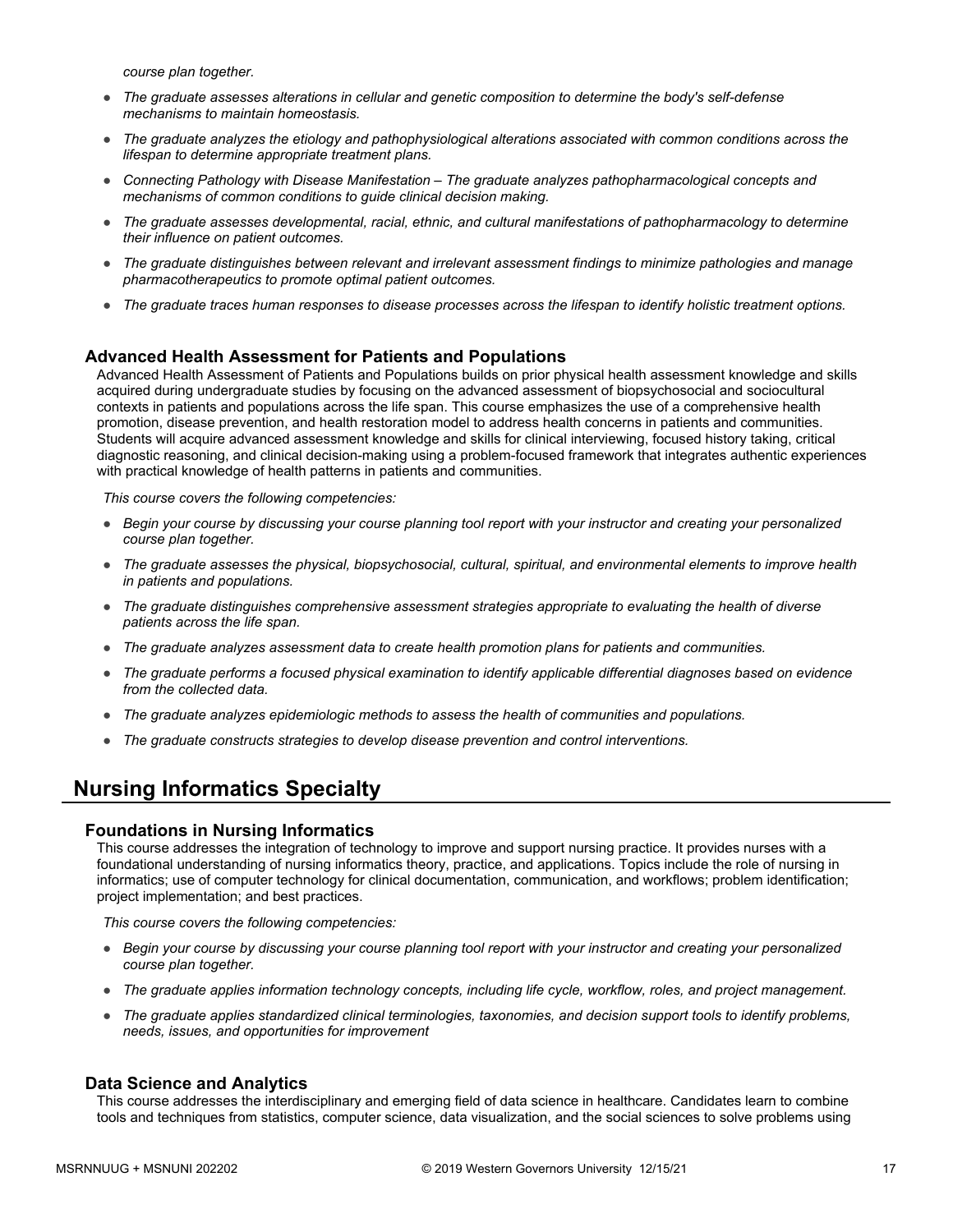*course plan together.*

- *The graduate assesses alterations in cellular and genetic composition to determine the body's self-defense mechanisms to maintain homeostasis.*
- *The graduate analyzes the etiology and pathophysiological alterations associated with common conditions across the lifespan to determine appropriate treatment plans.*
- *Connecting Pathology with Disease Manifestation – The graduate analyzes pathopharmacological concepts and mechanisms of common conditions to guide clinical decision making.*
- *The graduate assesses developmental, racial, ethnic, and cultural manifestations of pathopharmacology to determine their influence on patient outcomes.*
- *The graduate distinguishes between relevant and irrelevant assessment findings to minimize pathologies and manage pharmacotherapeutics to promote optimal patient outcomes.*
- *The graduate traces human responses to disease processes across the lifespan to identify holistic treatment options.*

### Advanced Health Assessment for Patients and Populations

Advanced Health Assessment of Patients and Populations builds on prior physical health assessment knowledge and skills acquired during undergraduate studies by focusing on the advanced assessment of biopsychosocial and sociocultural contexts in patients and populations across the life span. This course emphasizes the use of a comprehensive health promotion, disease prevention, and health restoration model to address health concerns in patients and communities. Students will acquire advanced assessment knowledge and skills for clinical interviewing, focused history taking, critical diagnostic reasoning, and clinical decision-making using a problem-focused framework that integrates authentic experiences with practical knowledge of health patterns in patients and communities.

*This course covers the following competencies:*

- *Begin your course by discussing your course planning tool report with your instructor and creating your personalized course plan together.*
- *The graduate assesses the physical, biopsychosocial, cultural, spiritual, and environmental elements to improve health in patients and populations.*
- *The graduate distinguishes comprehensive assessment strategies appropriate to evaluating the health of diverse patients across the life span.*
- *The graduate analyzes assessment data to create health promotion plans for patients and communities.*
- *The graduate performs a focused physical examination to identify applicable differential diagnoses based on evidence from the collected data.*
- *The graduate analyzes epidemiologic methods to assess the health of communities and populations.*
- *The graduate constructs strategies to develop disease prevention and control interventions.*

## Nursing Informatics Specialty

### Foundations in Nursing Informatics

This course addresses the integration of technology to improve and support nursing practice. It provides nurses with a foundational understanding of nursing informatics theory, practice, and applications. Topics include the role of nursing in informatics; use of computer technology for clinical documentation, communication, and workflows; problem identification; project implementation; and best practices.

*This course covers the following competencies:*

- *Begin your course by discussing your course planning tool report with your instructor and creating your personalized course plan together.*
- *The graduate applies information technology concepts, including life cycle, workflow, roles, and project management.*
- *The graduate applies standardized clinical terminologies, taxonomies, and decision support tools to identify problems, needs, issues, and opportunities for improvement*

### Data Science and Analytics

This course addresses the interdisciplinary and emerging field of data science in healthcare. Candidates learn to combine tools and techniques from statistics, computer science, data visualization, and the social sciences to solve problems using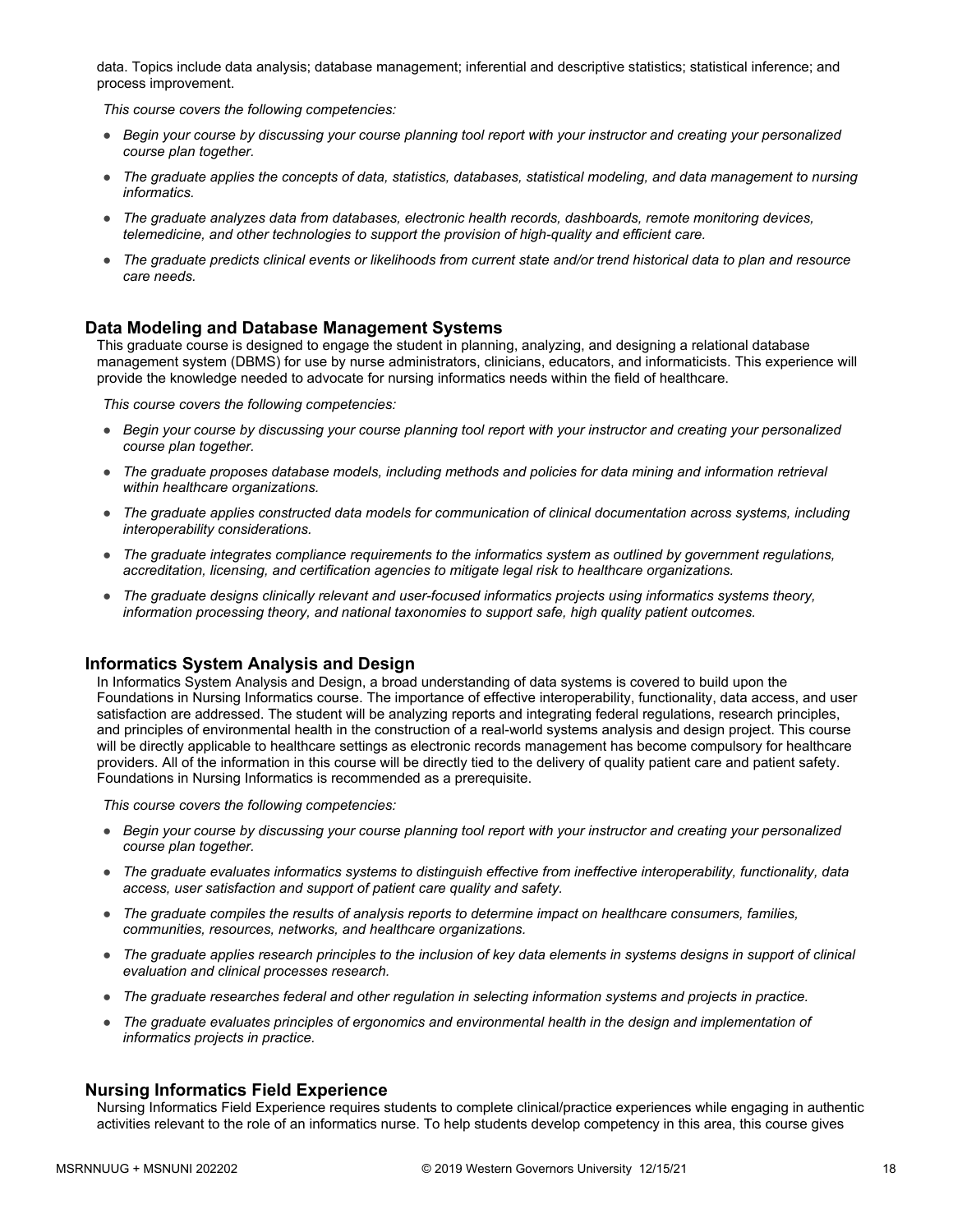data. Topics include data analysis; database management; inferential and descriptive statistics; statistical inference; and process improvement.

*This course covers the following competencies:*

- *Begin your course by discussing your course planning tool report with your instructor and creating your personalized course plan together.*
- *The graduate applies the concepts of data, statistics, databases, statistical modeling, and data management to nursing informatics.*
- *The graduate analyzes data from databases, electronic health records, dashboards, remote monitoring devices, telemedicine, and other technologies to support the provision of high-quality and efficient care.*
- *The graduate predicts clinical events or likelihoods from current state and/or trend historical data to plan and resource care needs.*

### Data Modeling and Database Management Systems

This graduate course is designed to engage the student in planning, analyzing, and designing a relational database management system (DBMS) for use by nurse administrators, clinicians, educators, and informaticists. This experience will provide the knowledge needed to advocate for nursing informatics needs within the field of healthcare.

*This course covers the following competencies:*

- *Begin your course by discussing your course planning tool report with your instructor and creating your personalized course plan together.*
- *The graduate proposes database models, including methods and policies for data mining and information retrieval within healthcare organizations.*
- *The graduate applies constructed data models for communication of clinical documentation across systems, including interoperability considerations.*
- *The graduate integrates compliance requirements to the informatics system as outlined by government regulations, accreditation, licensing, and certification agencies to mitigate legal risk to healthcare organizations.*
- *The graduate designs clinically relevant and user-focused informatics projects using informatics systems theory, information processing theory, and national taxonomies to support safe, high quality patient outcomes.*

### Informatics System Analysis and Design

In Informatics System Analysis and Design, a broad understanding of data systems is covered to build upon the Foundations in Nursing Informatics course. The importance of effective interoperability, functionality, data access, and user satisfaction are addressed. The student will be analyzing reports and integrating federal regulations, research principles, and principles of environmental health in the construction of a real-world systems analysis and design project. This course will be directly applicable to healthcare settings as electronic records management has become compulsory for healthcare providers. All of the information in this course will be directly tied to the delivery of quality patient care and patient safety. Foundations in Nursing Informatics is recommended as a prerequisite.

*This course covers the following competencies:*

- *Begin your course by discussing your course planning tool report with your instructor and creating your personalized course plan together.*
- *The graduate evaluates informatics systems to distinguish effective from ineffective interoperability, functionality, data access, user satisfaction and support of patient care quality and safety.*
- *The graduate compiles the results of analysis reports to determine impact on healthcare consumers, families, communities, resources, networks, and healthcare organizations.*
- *The graduate applies research principles to the inclusion of key data elements in systems designs in support of clinical evaluation and clinical processes research.*
- *The graduate researches federal and other regulation in selecting information systems and projects in practice.*
- *The graduate evaluates principles of ergonomics and environmental health in the design and implementation of informatics projects in practice.*

### Nursing Informatics Field Experience

Nursing Informatics Field Experience requires students to complete clinical/practice experiences while engaging in authentic activities relevant to the role of an informatics nurse. To help students develop competency in this area, this course gives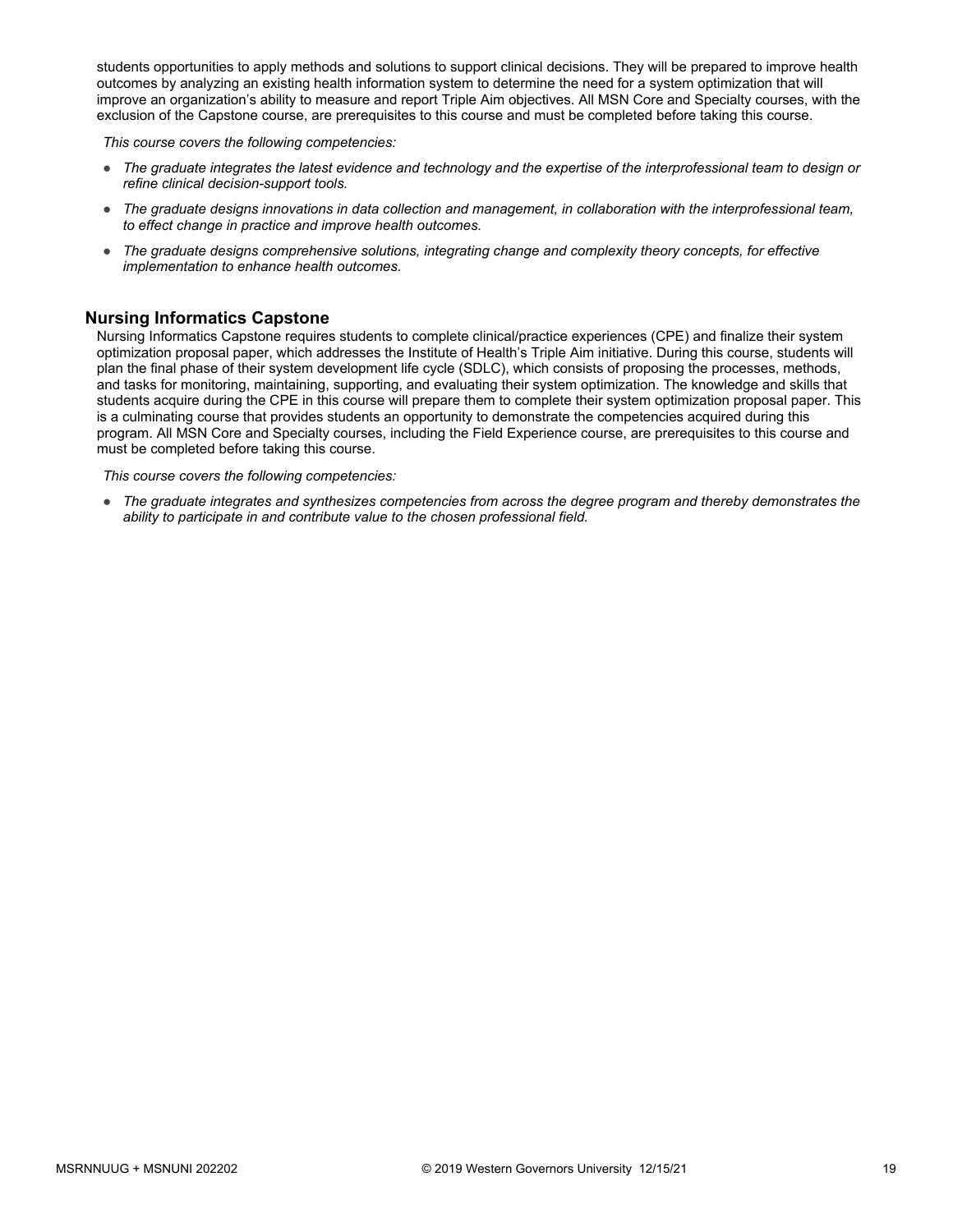students opportunities to apply methods and solutions to support clinical decisions. They will be prepared to improve health outcomes by analyzing an existing health information system to determine the need for a system optimization that will improve an organization's ability to measure and report Triple Aim objectives. All MSN Core and Specialty courses, with the exclusion of the Capstone course, are prerequisites to this course and must be completed before taking this course.

*This course covers the following competencies:*

- *The graduate integrates the latest evidence and technology and the expertise of the interprofessional team to design or refine clinical decision-support tools.*
- *The graduate designs innovations in data collection and management, in collaboration with the interprofessional team, to effect change in practice and improve health outcomes.*
- *The graduate designs comprehensive solutions, integrating change and complexity theory concepts, for effective implementation to enhance health outcomes.*

### Nursing Informatics Capstone

Nursing Informatics Capstone requires students to complete clinical/practice experiences (CPE) and finalize their system optimization proposal paper, which addresses the Institute of Health's Triple Aim initiative. During this course, students will plan the final phase of their system development life cycle (SDLC), which consists of proposing the processes, methods, and tasks for monitoring, maintaining, supporting, and evaluating their system optimization. The knowledge and skills that students acquire during the CPE in this course will prepare them to complete their system optimization proposal paper. This is a culminating course that provides students an opportunity to demonstrate the competencies acquired during this program. All MSN Core and Specialty courses, including the Field Experience course, are prerequisites to this course and must be completed before taking this course.

*This course covers the following competencies:*

- *The graduate integrates and synthesizes competencies from across the degree program and thereby demonstrates the ability to participate in and contribute value to the chosen professional field.*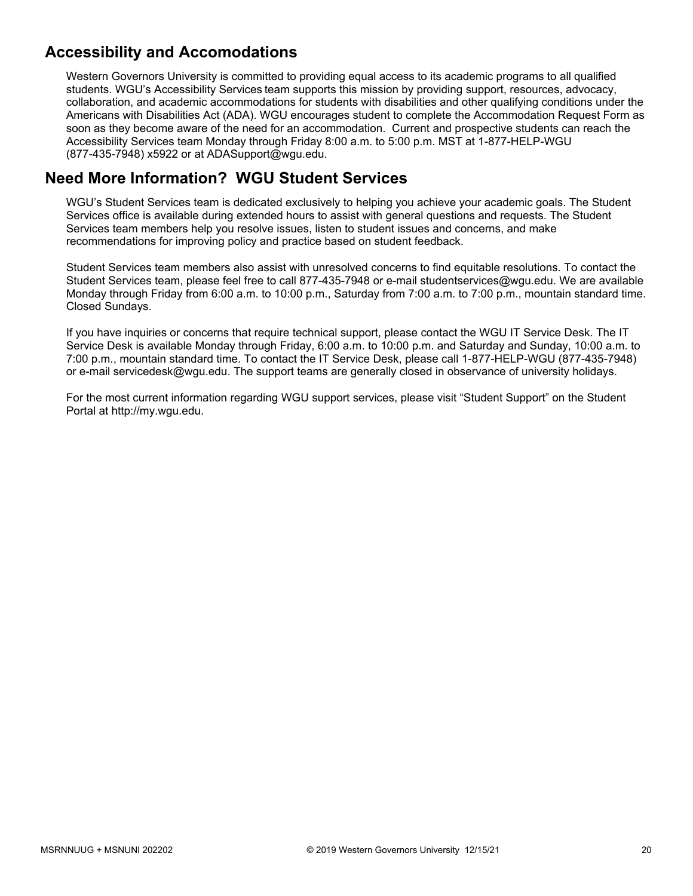## Accessibility and Accomodations

Western Governors University is committed to providing equal access to its academic programs to all qualified students. WGU's Accessibility Services team supports this mission by providing support, resources, advocacy, collaboration, and academic accommodations for students with disabilities and other qualifying conditions under the Americans with Disabilities Act (ADA). WGU encourages student to complete the Accommodation Request Form as soon as they become aware of the need for an accommodation. Current and prospective students can reach the Accessibility Services team Monday through Friday 8:00 a.m. to 5:00 p.m. MST at 1-877-HELP-WGU (877-435-7948) x5922 or at ADASupport@wgu.edu.

## Need More Information? WGU Student Services

WGU's Student Services team is dedicated exclusively to helping you achieve your academic goals. The Student Services office is available during extended hours to assist with general questions and requests. The Student Services team members help you resolve issues, listen to student issues and concerns, and make recommendations for improving policy and practice based on student feedback.

Student Services team members also assist with unresolved concerns to find equitable resolutions. To contact the Student Services team, please feel free to call 877-435-7948 or e-mail studentservices@wgu.edu. We are available Monday through Friday from 6:00 a.m. to 10:00 p.m., Saturday from 7:00 a.m. to 7:00 p.m., mountain standard time. Closed Sundays.

If you have inquiries or concerns that require technical support, please contact the WGU IT Service Desk. The IT Service Desk is available Monday through Friday, 6:00 a.m. to 10:00 p.m. and Saturday and Sunday, 10:00 a.m. to 7:00 p.m., mountain standard time. To contact the IT Service Desk, please call 1-877-HELP-WGU (877-435-7948) or e-mail servicedesk@wgu.edu. The support teams are generally closed in observance of university holidays.

For the most current information regarding WGU support services, please visit "Student Support" on the Student Portal at http://my.wgu.edu.